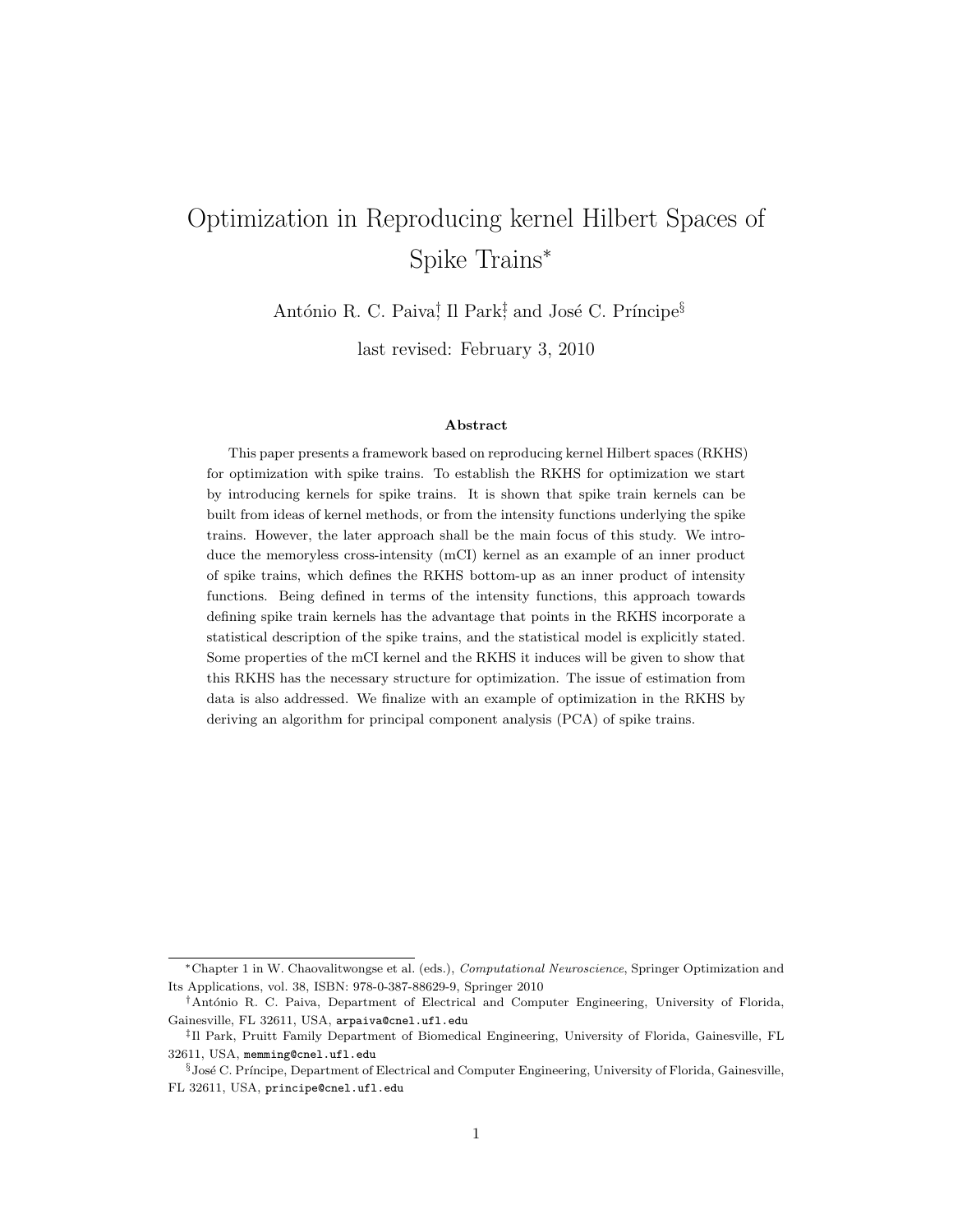# Optimization in Reproducing kernel Hilbert Spaces of Spike Trains*

António R. C. Paiva[†], Il Park[‡], and José C. Príncipe[§]

last revised: February 3, 2010

### Abstract

This paper presents a framework based on reproducing kernel Hilbert spaces (RKHS) for optimization with spike trains. To establish the RKHS for optimization we start by introducing kernels for spike trains. It is shown that spike train kernels can be built from ideas of kernel methods, or from the intensity functions underlying the spike trains. However, the later approach shall be the main focus of this study. We introduce the memoryless cross-intensity (mCI) kernel as an example of an inner product of spike trains, which defines the RKHS bottom-up as an inner product of intensity functions. Being defined in terms of the intensity functions, this approach towards defining spike train kernels has the advantage that points in the RKHS incorporate a statistical description of the spike trains, and the statistical model is explicitly stated. Some properties of the mCI kernel and the RKHS it induces will be given to show that this RKHS has the necessary structure for optimization. The issue of estimation from data is also addressed. We finalize with an example of optimization in the RKHS by deriving an algorithm for principal component analysis (PCA) of spike trains.

---

*Chapter 1 in W. Chaovalitwongse et al. (eds.), *Computational Neuroscience*, Springer Optimization and Its Applications, vol. 38, ISBN: 978-0-387-88629-9, Springer 2010

[†]António R. C. Paiva, Department of Electrical and Computer Engineering, University of Florida, Gainesville, FL 32611, USA, arpaiva@cnel.ufl.edu

[‡]Il Park, Pruitt Family Department of Biomedical Engineering, University of Florida, Gainesville, FL 32611, USA, memming@cnel.ufl.edu

[§]José C. Príncipe, Department of Electrical and Computer Engineering, University of Florida, Gainesville, FL 32611, USA, principe@cnel.ufl.edu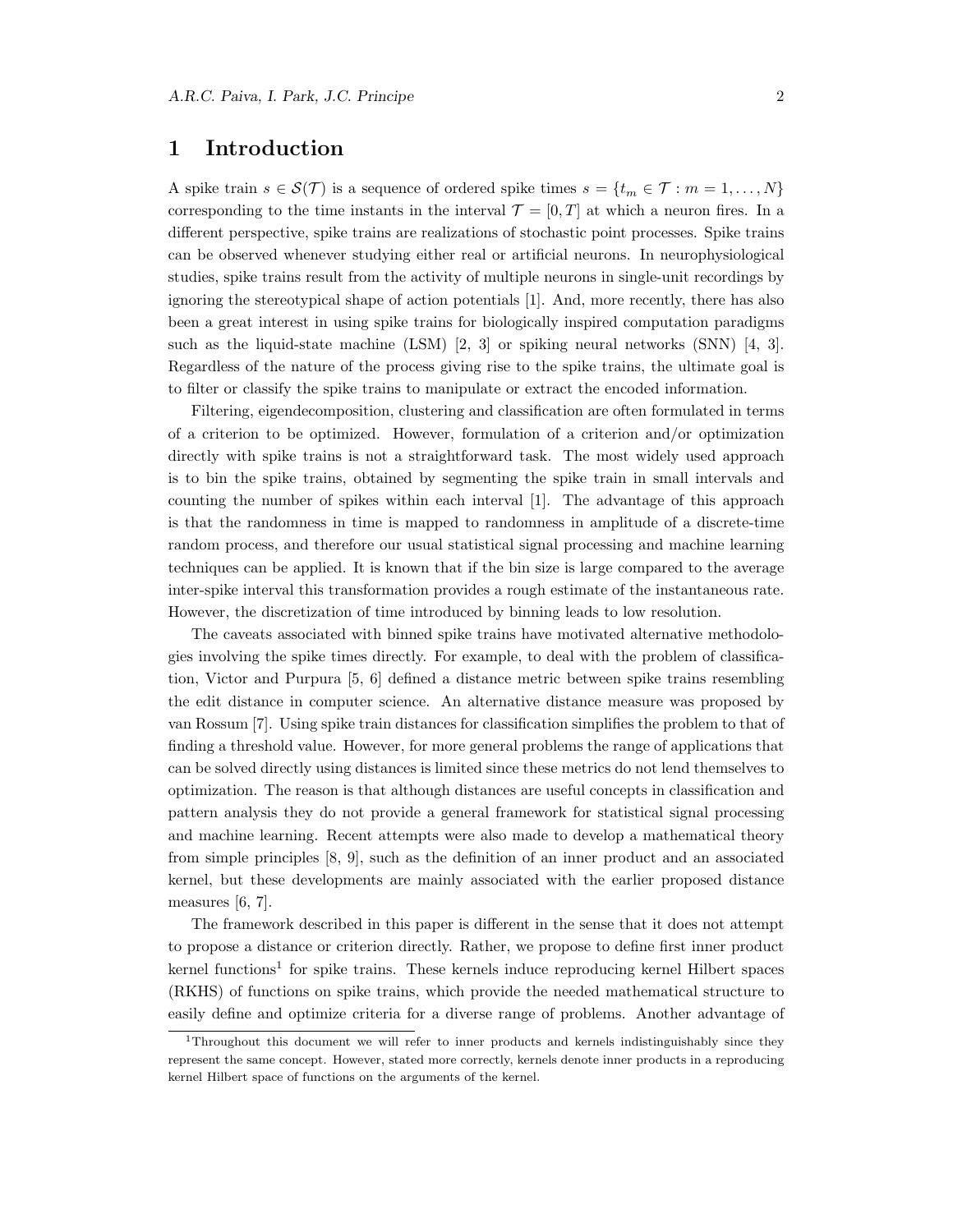# 1 Introduction

A spike train $s \in \mathcal{S}(\mathcal{T})$ is a sequence of ordered spike times $s = \{t_m \in \mathcal{T} : m = 1, \ldots, N\}$ corresponding to the time instants in the interval $\mathcal{T} = [0, T]$ at which a neuron fires. In a different perspective, spike trains are realizations of stochastic point processes. Spike trains can be observed whenever studying either real or artificial neurons. In neurophysiological studies, spike trains result from the activity of multiple neurons in single-unit recordings by ignoring the stereotypical shape of action potentials [1]. And, more recently, there has also been a great interest in using spike trains for biologically inspired computation paradigms such as the liquid-state machine (LSM) [2, 3] or spiking neural networks (SNN) [4, 3]. Regardless of the nature of the process giving rise to the spike trains, the ultimate goal is to filter or classify the spike trains to manipulate or extract the encoded information.

Filtering, eigendecomposition, clustering and classification are often formulated in terms of a criterion to be optimized. However, formulation of a criterion and/or optimization directly with spike trains is not a straightforward task. The most widely used approach is to bin the spike trains, obtained by segmenting the spike train in small intervals and counting the number of spikes within each interval [1]. The advantage of this approach is that the randomness in time is mapped to randomness in amplitude of a discrete-time random process, and therefore our usual statistical signal processing and machine learning techniques can be applied. It is known that if the bin size is large compared to the average inter-spike interval this transformation provides a rough estimate of the instantaneous rate. However, the discretization of time introduced by binning leads to low resolution.

The caveats associated with binned spike trains have motivated alternative methodologies involving the spike times directly. For example, to deal with the problem of classification, Victor and Purpura [5, 6] defined a distance metric between spike trains resembling the edit distance in computer science. An alternative distance measure was proposed by van Rossum [7]. Using spike train distances for classification simplifies the problem to that of finding a threshold value. However, for more general problems the range of applications that can be solved directly using distances is limited since these metrics do not lend themselves to optimization. The reason is that although distances are useful concepts in classification and pattern analysis they do not provide a general framework for statistical signal processing and machine learning. Recent attempts were also made to develop a mathematical theory from simple principles [8, 9], such as the definition of an inner product and an associated kernel, but these developments are mainly associated with the earlier proposed distance measures [6, 7].

The framework described in this paper is different in the sense that it does not attempt to propose a distance or criterion directly. Rather, we propose to define first inner product kernel functions[1] for spike trains. These kernels induce reproducing kernel Hilbert spaces (RKHS) of functions on spike trains, which provide the needed mathematical structure to easily define and optimize criteria for a diverse range of problems. Another advantage of

[1] Throughout this document we will refer to inner products and kernels indistinguishably since they represent the same concept. However, stated more correctly, kernels denote inner products in a reproducing kernel Hilbert space of functions on the arguments of the kernel.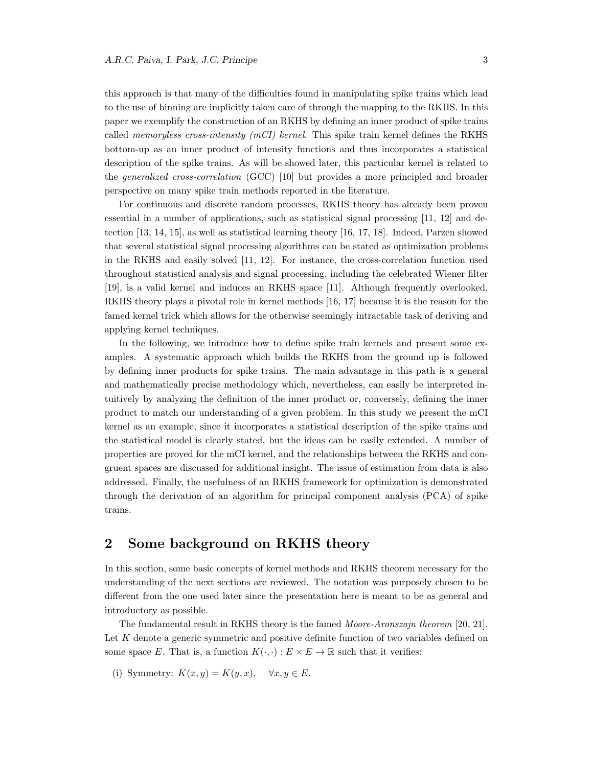this approach is that many of the difficulties found in manipulating spike trains which lead to the use of binning are implicitly taken care of through the mapping to the RKHS. In this paper we exemplify the construction of an RKHS by defining an inner product of spike trains called *memoryless cross-intensity (mCI) kernel*. This spike train kernel defines the RKHS bottom-up as an inner product of intensity functions and thus incorporates a statistical description of the spike trains. As will be showed later, this particular kernel is related to the *generalized cross-correlation* (GCC) [10] but provides a more principled and broader perspective on many spike train methods reported in the literature.

For continuous and discrete random processes, RKHS theory has already been proven essential in a number of applications, such as statistical signal processing [11, 12] and detection [13, 14, 15], as well as statistical learning theory [16, 17, 18]. Indeed, Parzen showed that several statistical signal processing algorithms can be stated as optimization problems in the RKHS and easily solved [11, 12]. For instance, the cross-correlation function used throughout statistical analysis and signal processing, including the celebrated Wiener filter [19], is a valid kernel and induces an RKHS space [11]. Although frequently overlooked, RKHS theory plays a pivotal role in kernel methods [16, 17] because it is the reason for the famed kernel trick which allows for the otherwise seemingly intractable task of deriving and applying kernel techniques.

In the following, we introduce how to define spike train kernels and present some examples. A systematic approach which builds the RKHS from the ground up is followed by defining inner products for spike trains. The main advantage in this path is a general and mathematically precise methodology which, nevertheless, can easily be interpreted intuitively by analyzing the definition of the inner product or, conversely, defining the inner product to match our understanding of a given problem. In this study we present the mCI kernel as an example, since it incorporates a statistical description of the spike trains and the statistical model is clearly stated, but the ideas can be easily extended. A number of properties are proved for the mCI kernel, and the relationships between the RKHS and congruent spaces are discussed for additional insight. The issue of estimation from data is also addressed. Finally, the usefulness of an RKHS framework for optimization is demonstrated through the derivation of an algorithm for principal component analysis (PCA) of spike trains.

## 2 Some background on RKHS theory

In this section, some basic concepts of kernel methods and RKHS theorem necessary for the understanding of the next sections are reviewed. The notation was purposely chosen to be different from the one used later since the presentation here is meant to be as general and introductory as possible.

The fundamental result in RKHS theory is the famed *Moore-Aronszajn theorem* [20, 21]. Let $K$ denote a generic symmetric and positive definite function of two variables defined on some space $E$. That is, a function $K(\cdot, \cdot) : E \times E \to \mathbb{R}$ such that it verifies:

(i) Symmetry: $K(x, y) = K(y, x), \quad \forall x, y \in E.$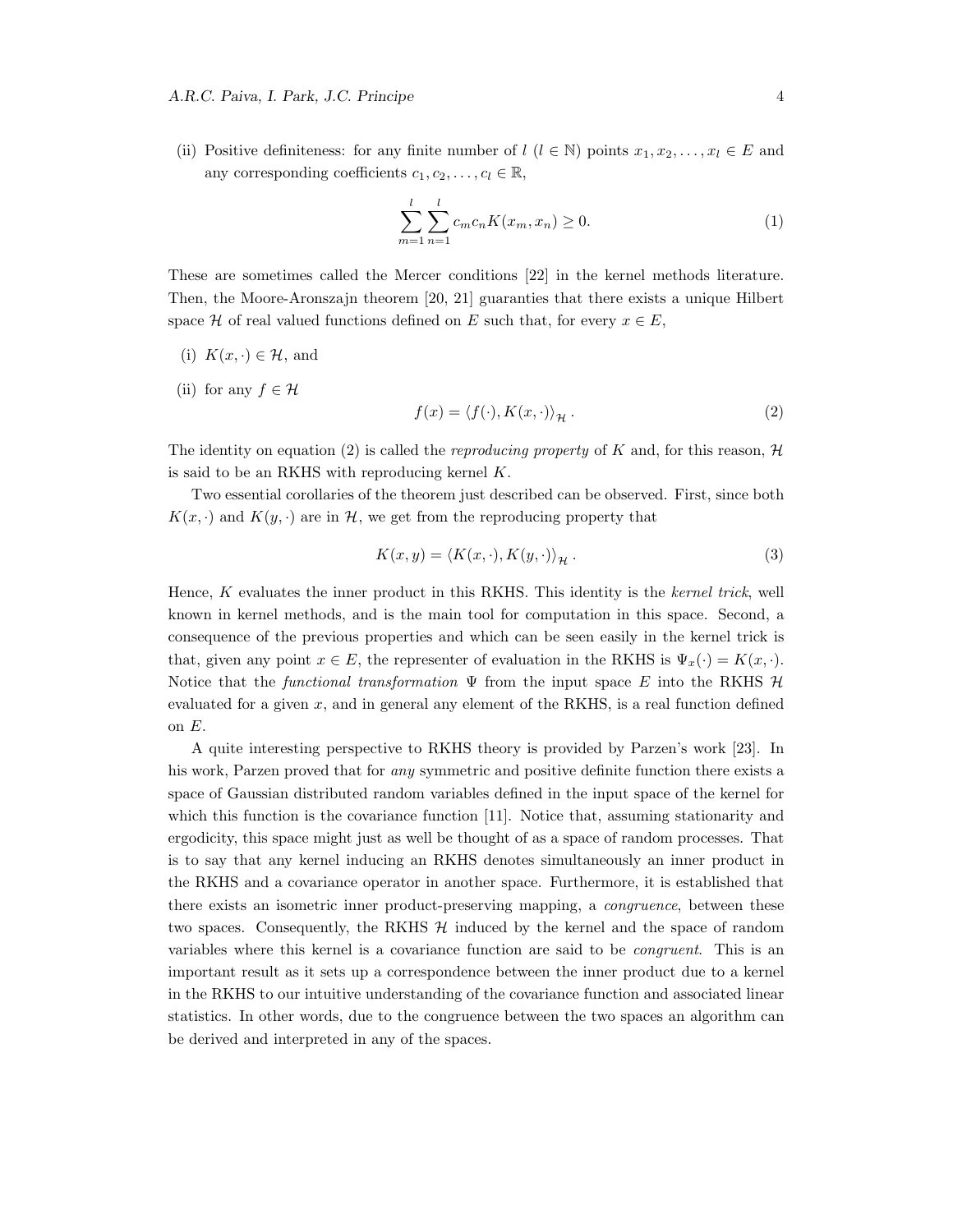(ii) Positive definiteness: for any finite number of $l$ ($l \in \mathbb{N}$) points $x_1, x_2, \ldots, x_l \in E$ and any corresponding coefficients $c_1, c_2, \ldots, c_l \in \mathbb{R}$,

$$\sum_{m=1}^{l} \sum_{n=1}^{l} c_m c_n K(x_m, x_n) \geq 0. \tag{1}$$

These are sometimes called the Mercer conditions [22] in the kernel methods literature. Then, the Moore-Aronszajn theorem [20, 21] guaranties that there exists a unique Hilbert space $\mathcal{H}$ of real valued functions defined on $E$ such that, for every $x \in E$,

(i) $K(x, \cdot) \in \mathcal{H}$, and

(ii) for any $f \in \mathcal{H}$

$$f(x) = \langle f(\cdot), K(x, \cdot) \rangle_{\mathcal{H}}. \tag{2}$$

The identity on equation (2) is called the *reproducing property* of $K$ and, for this reason, $\mathcal{H}$ is said to be an RKHS with reproducing kernel $K$.

Two essential corollaries of the theorem just described can be observed. First, since both $K(x, \cdot)$ and $K(y, \cdot)$ are in $\mathcal{H}$, we get from the reproducing property that

$$K(x, y) = \langle K(x, \cdot), K(y, \cdot) \rangle_{\mathcal{H}}. \tag{3}$$

Hence, $K$ evaluates the inner product in this RKHS. This identity is the *kernel trick*, well known in kernel methods, and is the main tool for computation in this space. Second, a consequence of the previous properties and which can be seen easily in the kernel trick is that, given any point $x \in E$, the representer of evaluation in the RKHS is $\Psi_x(\cdot) = K(x, \cdot)$. Notice that the *functional transformation* $\Psi$ from the input space $E$ into the RKHS $\mathcal{H}$ evaluated for a given $x$, and in general any element of the RKHS, is a real function defined on $E$.

A quite interesting perspective to RKHS theory is provided by Parzen's work [23]. In his work, Parzen proved that for *any* symmetric and positive definite function there exists a space of Gaussian distributed random variables defined in the input space of the kernel for which this function is the covariance function [11]. Notice that, assuming stationarity and ergodicity, this space might just as well be thought of as a space of random processes. That is to say that any kernel inducing an RKHS denotes simultaneously an inner product in the RKHS and a covariance operator in another space. Furthermore, it is established that there exists an isometric inner product-preserving mapping, a *congruence*, between these two spaces. Consequently, the RKHS $\mathcal{H}$ induced by the kernel and the space of random variables where this kernel is a covariance function are said to be *congruent*. This is an important result as it sets up a correspondence between the inner product due to a kernel in the RKHS to our intuitive understanding of the covariance function and associated linear statistics. In other words, due to the congruence between the two spaces an algorithm can be derived and interpreted in any of the spaces.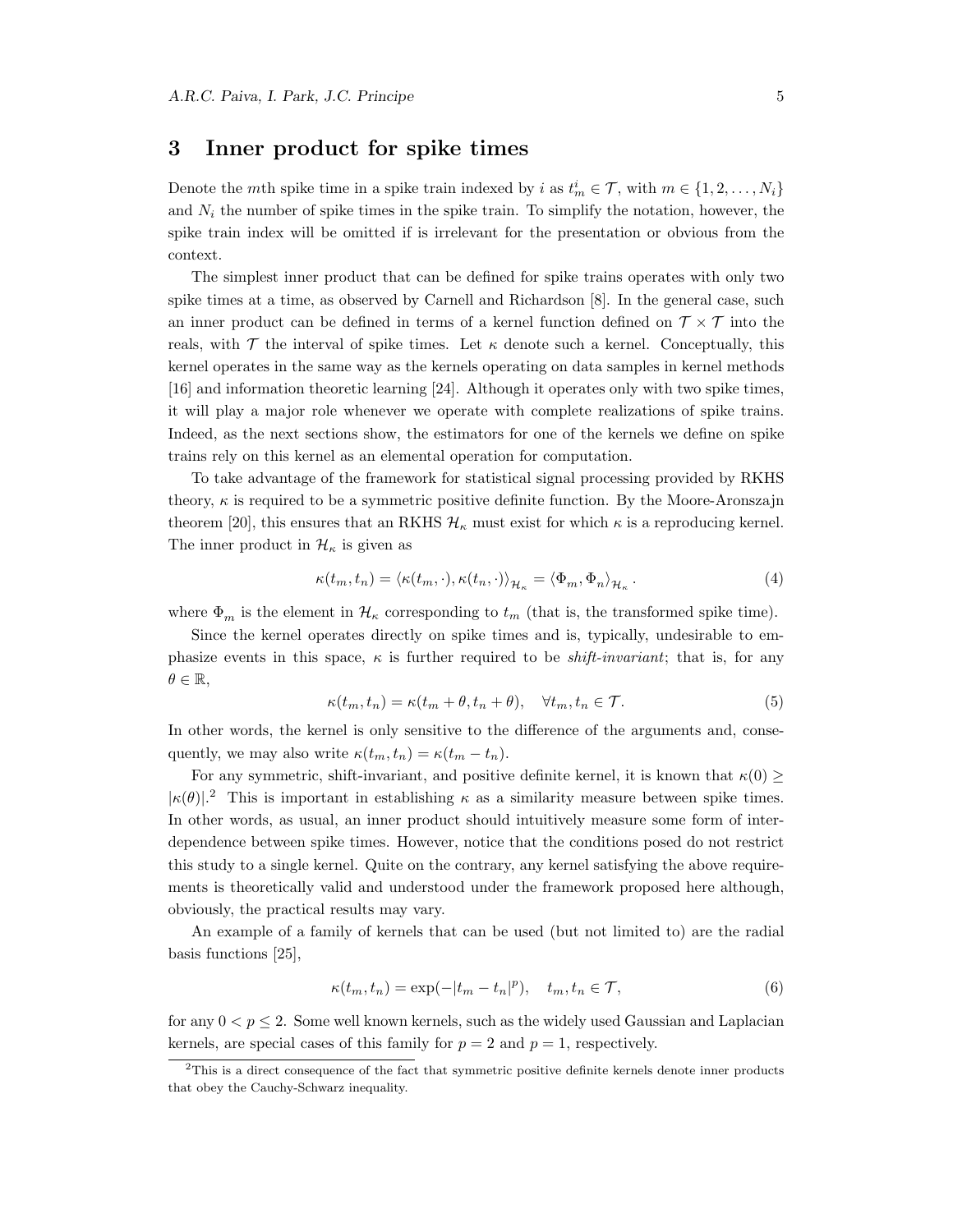## 3 Inner product for spike times

Denote the $m$th spike time in a spike train indexed by $i$ as $t_m^i \in \mathcal{T}$, with $m \in \{1, 2, \ldots, N_i\}$ and $N_i$ the number of spike times in the spike train. To simplify the notation, however, the spike train index will be omitted if is irrelevant for the presentation or obvious from the context.

The simplest inner product that can be defined for spike trains operates with only two spike times at a time, as observed by Carnell and Richardson [8]. In the general case, such an inner product can be defined in terms of a kernel function defined on $\mathcal{T} \times \mathcal{T}$ into the reals, with $\mathcal{T}$ the interval of spike times. Let $\kappa$ denote such a kernel. Conceptually, this kernel operates in the same way as the kernels operating on data samples in kernel methods [16] and information theoretic learning [24]. Although it operates only with two spike times, it will play a major role whenever we operate with complete realizations of spike trains. Indeed, as the next sections show, the estimators for one of the kernels we define on spike trains rely on this kernel as an elemental operation for computation.

To take advantage of the framework for statistical signal processing provided by RKHS theory, $\kappa$ is required to be a symmetric positive definite function. By the Moore-Aronszajn theorem [20], this ensures that an RKHS $\mathcal{H}_\kappa$ must exist for which $\kappa$ is a reproducing kernel. The inner product in $\mathcal{H}_\kappa$ is given as

$$\kappa(t_m, t_n) = \langle \kappa(t_m, \cdot), \kappa(t_n, \cdot) \rangle_{\mathcal{H}_\kappa} = \langle \Phi_m, \Phi_n \rangle_{\mathcal{H}_\kappa}. \tag{4}$$

where $\Phi_m$ is the element in $\mathcal{H}_\kappa$ corresponding to $t_m$ (that is, the transformed spike time).

Since the kernel operates directly on spike times and is, typically, undesirable to emphasize events in this space, $\kappa$ is further required to be *shift-invariant*; that is, for any $\theta \in \mathbb{R}$,

$$\kappa(t_m, t_n) = \kappa(t_m + \theta, t_n + \theta), \quad \forall t_m, t_n \in \mathcal{T}. \tag{5}$$

In other words, the kernel is only sensitive to the difference of the arguments and, consequently, we may also write $\kappa(t_m, t_n) = \kappa(t_m - t_n)$.

For any symmetric, shift-invariant, and positive definite kernel, it is known that $\kappa(0) \geq |\kappa(\theta)|$.[2] This is important in establishing $\kappa$ as a similarity measure between spike times. In other words, as usual, an inner product should intuitively measure some form of interdependence between spike times. However, notice that the conditions posed do not restrict this study to a single kernel. Quite on the contrary, any kernel satisfying the above requirements is theoretically valid and understood under the framework proposed here although, obviously, the practical results may vary.

An example of a family of kernels that can be used (but not limited to) are the radial basis functions [25],

$$\kappa(t_m, t_n) = \exp(-|t_m - t_n|^p), \quad t_m, t_n \in \mathcal{T}, \tag{6}$$

for any $0 < p \leq 2$. Some well known kernels, such as the widely used Gaussian and Laplacian kernels, are special cases of this family for $p = 2$ and $p = 1$, respectively.

[2] This is a direct consequence of the fact that symmetric positive definite kernels denote inner products that obey the Cauchy-Schwarz inequality.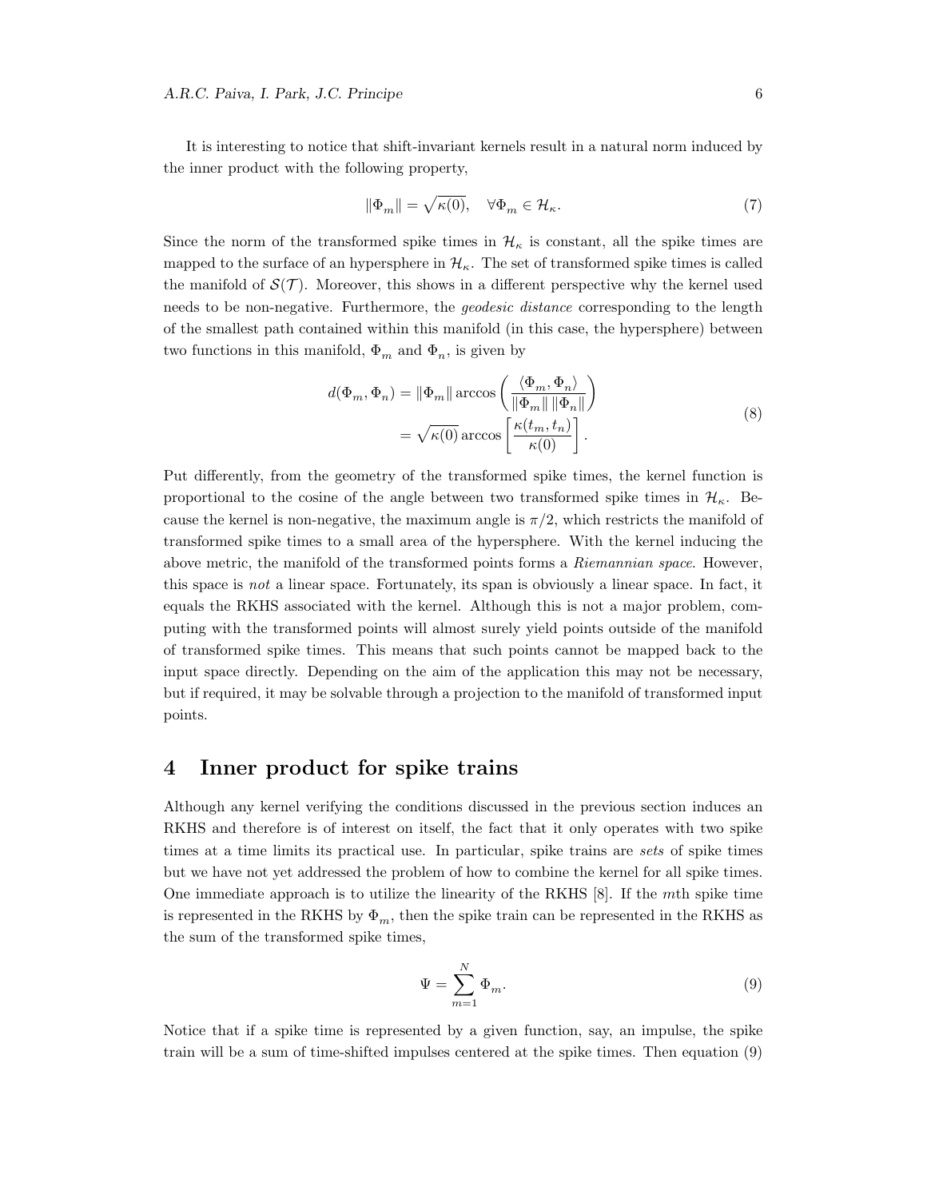It is interesting to notice that shift-invariant kernels result in a natural norm induced by the inner product with the following property,

$$\|\Phi_m\| = \sqrt{\kappa(0)}, \quad \forall \Phi_m \in \mathcal{H}_\kappa. \tag{7}$$

Since the norm of the transformed spike times in $\mathcal{H}_\kappa$ is constant, all the spike times are mapped to the surface of an hypersphere in $\mathcal{H}_\kappa$. The set of transformed spike times is called the manifold of $\mathcal{S}(\mathcal{T})$. Moreover, this shows in a different perspective why the kernel used needs to be non-negative. Furthermore, the *geodesic distance* corresponding to the length of the smallest path contained within this manifold (in this case, the hypersphere) between two functions in this manifold, $\Phi_m$ and $\Phi_n$, is given by

$$\begin{aligned} d(\Phi_m, \Phi_n) &= \|\Phi_m\| \arccos\left(\frac{\langle \Phi_m, \Phi_n \rangle}{\|\Phi_m\| \, \|\Phi_n\|}\right) \\ &= \sqrt{\kappa(0)} \arccos\left[\frac{\kappa(t_m, t_n)}{\kappa(0)}\right]. \end{aligned} \tag{8}$$

Put differently, from the geometry of the transformed spike times, the kernel function is proportional to the cosine of the angle between two transformed spike times in $\mathcal{H}_\kappa$. Because the kernel is non-negative, the maximum angle is $\pi/2$, which restricts the manifold of transformed spike times to a small area of the hypersphere. With the kernel inducing the above metric, the manifold of the transformed points forms a *Riemannian space*. However, this space is *not* a linear space. Fortunately, its span is obviously a linear space. In fact, it equals the RKHS associated with the kernel. Although this is not a major problem, computing with the transformed points will almost surely yield points outside of the manifold of transformed spike times. This means that such points cannot be mapped back to the input space directly. Depending on the aim of the application this may not be necessary, but if required, it may be solvable through a projection to the manifold of transformed input points.

# 4 Inner product for spike trains

Although any kernel verifying the conditions discussed in the previous section induces an RKHS and therefore is of interest on itself, the fact that it only operates with two spike times at a time limits its practical use. In particular, spike trains are *sets* of spike times but we have not yet addressed the problem of how to combine the kernel for all spike times. One immediate approach is to utilize the linearity of the RKHS [8]. If the $m$th spike time is represented in the RKHS by $\Phi_m$, then the spike train can be represented in the RKHS as the sum of the transformed spike times,

$$\Psi = \sum_{m=1}^{N} \Phi_m. \tag{9}$$

Notice that if a spike time is represented by a given function, say, an impulse, the spike train will be a sum of time-shifted impulses centered at the spike times. Then equation (9)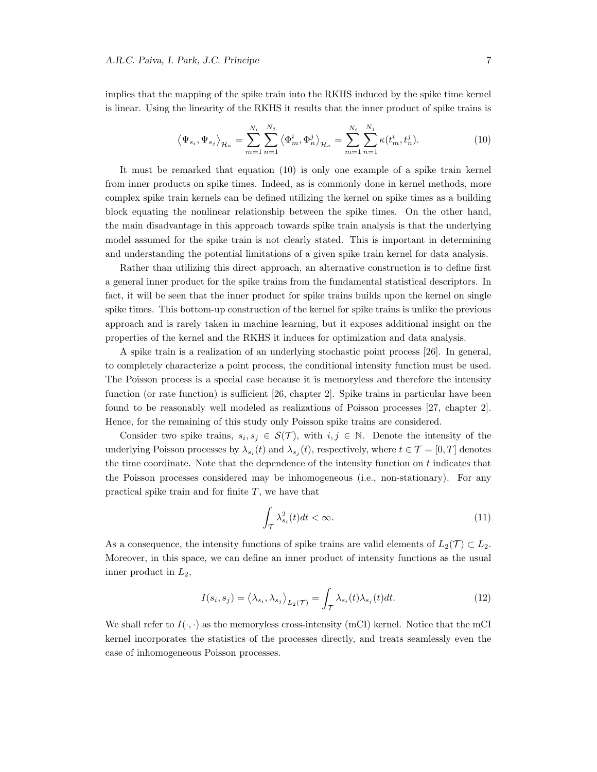implies that the mapping of the spike train into the RKHS induced by the spike time kernel is linear. Using the linearity of the RKHS it results that the inner product of spike trains is

$$\left\langle \Psi_{s_i}, \Psi_{s_j} \right\rangle_{\mathcal{H}_\kappa} = \sum_{m=1}^{N_i} \sum_{n=1}^{N_j} \left\langle \Phi_m^i, \Phi_n^j \right\rangle_{\mathcal{H}_\kappa} = \sum_{m=1}^{N_i} \sum_{n=1}^{N_j} \kappa(t_m^i, t_n^j). \tag{10}$$

It must be remarked that equation (10) is only one example of a spike train kernel from inner products on spike times. Indeed, as is commonly done in kernel methods, more complex spike train kernels can be defined utilizing the kernel on spike times as a building block equating the nonlinear relationship between the spike times. On the other hand, the main disadvantage in this approach towards spike train analysis is that the underlying model assumed for the spike train is not clearly stated. This is important in determining and understanding the potential limitations of a given spike train kernel for data analysis.

Rather than utilizing this direct approach, an alternative construction is to define first a general inner product for the spike trains from the fundamental statistical descriptors. In fact, it will be seen that the inner product for spike trains builds upon the kernel on single spike times. This bottom-up construction of the kernel for spike trains is unlike the previous approach and is rarely taken in machine learning, but it exposes additional insight on the properties of the kernel and the RKHS it induces for optimization and data analysis.

A spike train is a realization of an underlying stochastic point process [26]. In general, to completely characterize a point process, the conditional intensity function must be used. The Poisson process is a special case because it is memoryless and therefore the intensity function (or rate function) is sufficient [26, chapter 2]. Spike trains in particular have been found to be reasonably well modeled as realizations of Poisson processes [27, chapter 2]. Hence, for the remaining of this study only Poisson spike trains are considered.

Consider two spike trains, $s_i, s_j \in \mathcal{S}(\mathcal{T})$, with $i, j \in \mathbb{N}$. Denote the intensity of the underlying Poisson processes by $\lambda_{s_i}(t)$ and $\lambda_{s_j}(t)$, respectively, where $t \in \mathcal{T} = [0, T]$ denotes the time coordinate. Note that the dependence of the intensity function on $t$ indicates that the Poisson processes considered may be inhomogeneous (i.e., non-stationary). For any practical spike train and for finite $T$, we have that

$$\int_{\mathcal{T}} \lambda_{s_i}^2(t) dt < \infty. \tag{11}$$

As a consequence, the intensity functions of spike trains are valid elements of $L_2(\mathcal{T}) \subset L_2$. Moreover, in this space, we can define an inner product of intensity functions as the usual inner product in $L_2$,

$$I(s_i, s_j) = \left\langle \lambda_{s_i}, \lambda_{s_j} \right\rangle_{L_2(\mathcal{T})} = \int_{\mathcal{T}} \lambda_{s_i}(t) \lambda_{s_j}(t) dt. \tag{12}$$

We shall refer to $I(\cdot, \cdot)$ as the memoryless cross-intensity (mCI) kernel. Notice that the mCI kernel incorporates the statistics of the processes directly, and treats seamlessly even the case of inhomogeneous Poisson processes.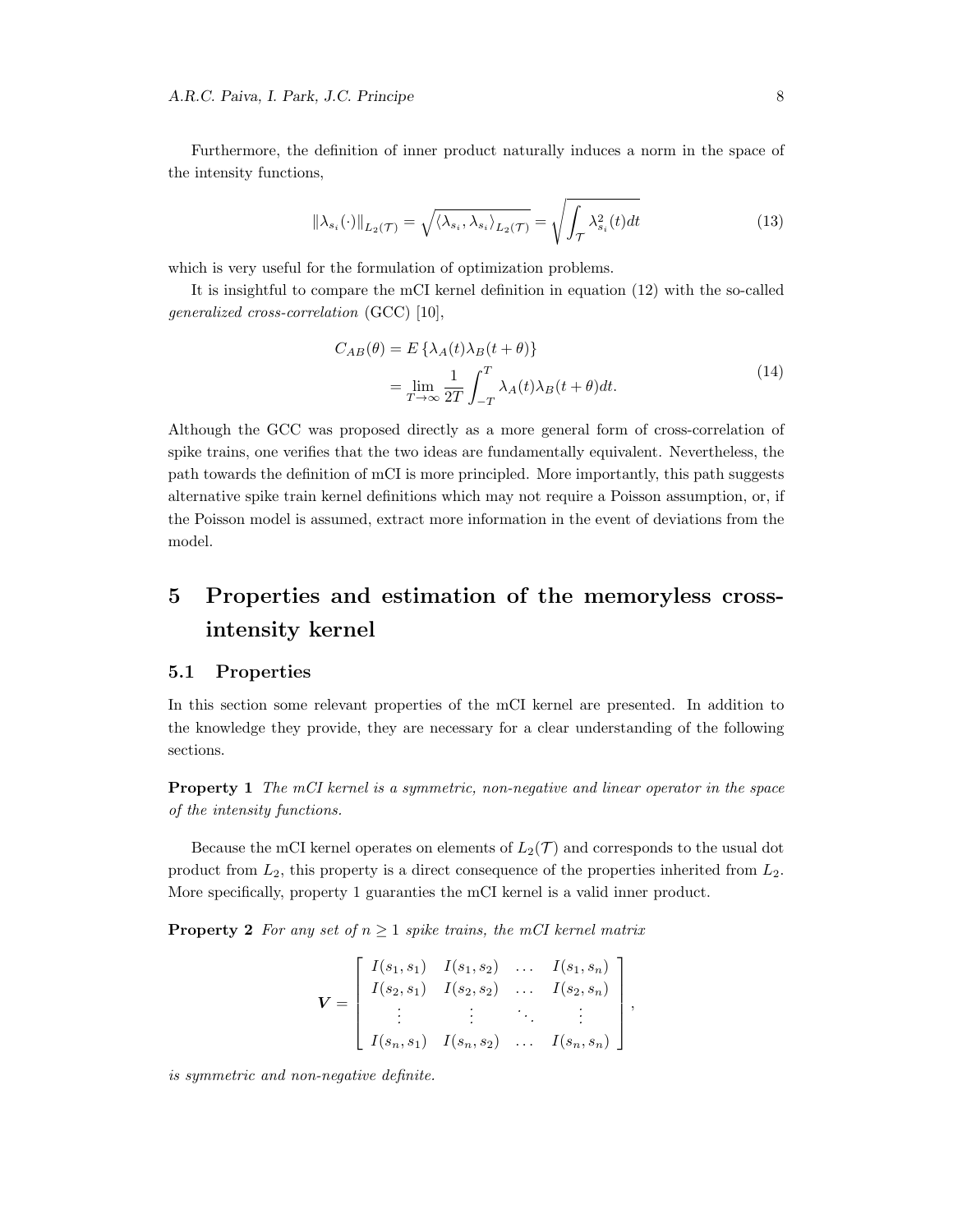Furthermore, the definition of inner product naturally induces a norm in the space of the intensity functions,

$$\|\lambda_{s_i}(\cdot)\|_{L_2(\mathcal{T})} = \sqrt{\langle \lambda_{s_i}, \lambda_{s_i} \rangle_{L_2(\mathcal{T})}} = \sqrt{\int_{\mathcal{T}} \lambda_{s_i}^2(t) dt} \tag{13}$$

which is very useful for the formulation of optimization problems.

It is insightful to compare the mCI kernel definition in equation (12) with the so-called *generalized cross-correlation* (GCC) [10],

$$\begin{aligned} C_{AB}(\theta) &= E\left\{\lambda_A(t)\lambda_B(t+\theta)\right\} \\ &= \lim_{T\to\infty} \frac{1}{2T} \int_{-T}^{T} \lambda_A(t)\lambda_B(t+\theta) dt. \end{aligned} \tag{14}$$

Although the GCC was proposed directly as a more general form of cross-correlation of spike trains, one verifies that the two ideas are fundamentally equivalent. Nevertheless, the path towards the definition of mCI is more principled. More importantly, this path suggests alternative spike train kernel definitions which may not require a Poisson assumption, or, if the Poisson model is assumed, extract more information in the event of deviations from the model.

# 5 Properties and estimation of the memoryless cross-intensity kernel

## 5.1 Properties

In this section some relevant properties of the mCI kernel are presented. In addition to the knowledge they provide, they are necessary for a clear understanding of the following sections.

**Property 1** *The mCI kernel is a symmetric, non-negative and linear operator in the space of the intensity functions.*

Because the mCI kernel operates on elements of $L_2(\mathcal{T})$ and corresponds to the usual dot product from $L_2$, this property is a direct consequence of the properties inherited from $L_2$. More specifically, property 1 guaranties the mCI kernel is a valid inner product.

**Property 2** *For any set of $n \geq 1$ spike trains, the mCI kernel matrix*

$$\boldsymbol{V} = \begin{bmatrix} I(s_1, s_1) & I(s_1, s_2) & \ldots & I(s_1, s_n) \\ I(s_2, s_1) & I(s_2, s_2) & \ldots & I(s_2, s_n) \\ \vdots & \vdots & \ddots & \vdots \\ I(s_n, s_1) & I(s_n, s_2) & \ldots & I(s_n, s_n) \end{bmatrix},$$

*is symmetric and non-negative definite.*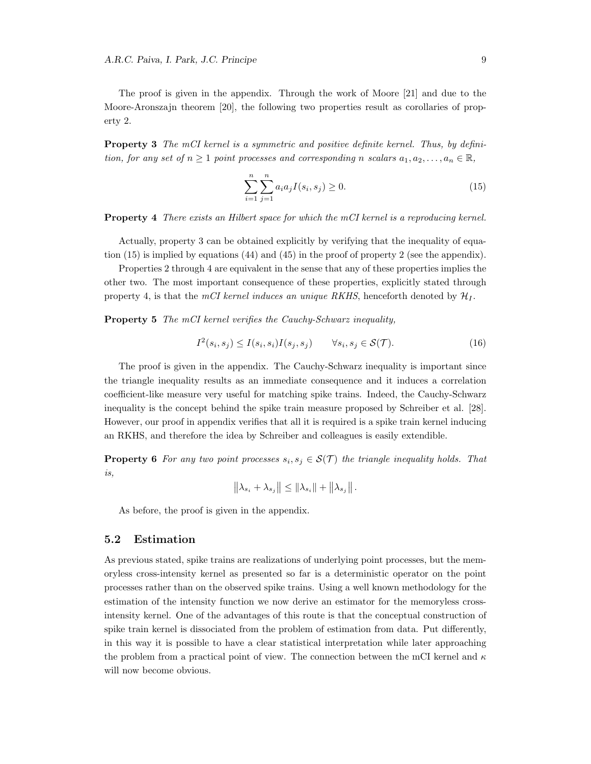The proof is given in the appendix. Through the work of Moore [21] and due to the Moore-Aronszajn theorem [20], the following two properties result as corollaries of property 2.

**Property 3** *The mCI kernel is a symmetric and positive definite kernel. Thus, by definition, for any set of $n \geq 1$ point processes and corresponding $n$ scalars $a_1, a_2, \ldots, a_n \in \mathbb{R}$,*

$$\sum_{i=1}^{n}\sum_{j=1}^{n} a_i a_j I(s_i, s_j) \geq 0. \tag{15}$$

**Property 4** *There exists an Hilbert space for which the mCI kernel is a reproducing kernel.*

Actually, property 3 can be obtained explicitly by verifying that the inequality of equation (15) is implied by equations (44) and (45) in the proof of property 2 (see the appendix).

Properties 2 through 4 are equivalent in the sense that any of these properties implies the other two. The most important consequence of these properties, explicitly stated through property 4, is that the *mCI kernel induces an unique RKHS*, henceforth denoted by $\mathcal{H}_I$.

**Property 5** *The mCI kernel verifies the Cauchy-Schwarz inequality,*

$$I^2(s_i, s_j) \leq I(s_i, s_i) I(s_j, s_j) \qquad \forall s_i, s_j \in \mathcal{S}(\mathcal{T}). \tag{16}$$

The proof is given in the appendix. The Cauchy-Schwarz inequality is important since the triangle inequality results as an immediate consequence and it induces a correlation coefficient-like measure very useful for matching spike trains. Indeed, the Cauchy-Schwarz inequality is the concept behind the spike train measure proposed by Schreiber et al. [28]. However, our proof in appendix verifies that all it is required is a spike train kernel inducing an RKHS, and therefore the idea by Schreiber and colleagues is easily extendible.

**Property 6** *For any two point processes $s_i, s_j \in \mathcal{S}(\mathcal{T})$ the triangle inequality holds. That is,*

$$\left\|\lambda_{s_i} + \lambda_{s_j}\right\| \leq \left\|\lambda_{s_i}\right\| + \left\|\lambda_{s_j}\right\|.$$

As before, the proof is given in the appendix.

## 5.2 Estimation

As previous stated, spike trains are realizations of underlying point processes, but the memoryless cross-intensity kernel as presented so far is a deterministic operator on the point processes rather than on the observed spike trains. Using a well known methodology for the estimation of the intensity function we now derive an estimator for the memoryless cross-intensity kernel. One of the advantages of this route is that the conceptual construction of spike train kernel is dissociated from the problem of estimation from data. Put differently, in this way it is possible to have a clear statistical interpretation while later approaching the problem from a practical point of view. The connection between the mCI kernel and $\kappa$ will now become obvious.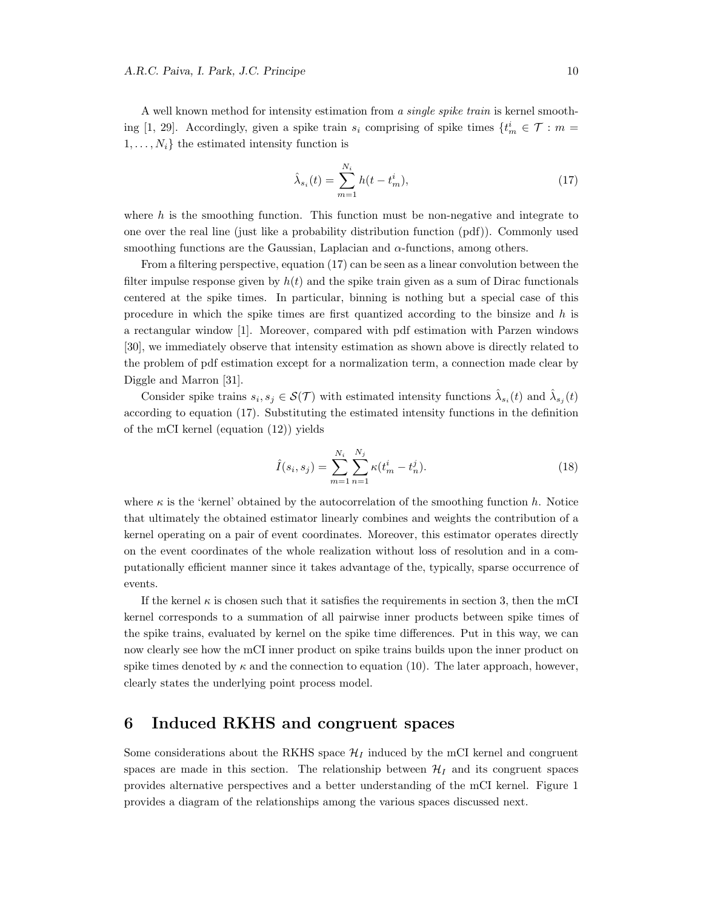A well known method for intensity estimation from *a single spike train* is kernel smoothing [1, 29]. Accordingly, given a spike train $s_i$ comprising of spike times $\{t_m^i \in \mathcal{T} : m = 1, \ldots, N_i\}$ the estimated intensity function is

$$\hat{\lambda}_{s_i}(t) = \sum_{m=1}^{N_i} h(t - t_m^i), \tag{17}$$

where $h$ is the smoothing function. This function must be non-negative and integrate to one over the real line (just like a probability distribution function (pdf)). Commonly used smoothing functions are the Gaussian, Laplacian and $\alpha$-functions, among others.

From a filtering perspective, equation (17) can be seen as a linear convolution between the filter impulse response given by $h(t)$ and the spike train given as a sum of Dirac functionals centered at the spike times. In particular, binning is nothing but a special case of this procedure in which the spike times are first quantized according to the binsize and $h$ is a rectangular window [1]. Moreover, compared with pdf estimation with Parzen windows [30], we immediately observe that intensity estimation as shown above is directly related to the problem of pdf estimation except for a normalization term, a connection made clear by Diggle and Marron [31].

Consider spike trains $s_i, s_j \in \mathcal{S}(\mathcal{T})$ with estimated intensity functions $\hat{\lambda}_{s_i}(t)$ and $\hat{\lambda}_{s_j}(t)$ according to equation (17). Substituting the estimated intensity functions in the definition of the mCI kernel (equation (12)) yields

$$\hat{I}(s_i, s_j) = \sum_{m=1}^{N_i} \sum_{n=1}^{N_j} \kappa(t_m^i - t_n^j). \tag{18}$$

where $\kappa$ is the 'kernel' obtained by the autocorrelation of the smoothing function $h$. Notice that ultimately the obtained estimator linearly combines and weights the contribution of a kernel operating on a pair of event coordinates. Moreover, this estimator operates directly on the event coordinates of the whole realization without loss of resolution and in a computationally efficient manner since it takes advantage of the, typically, sparse occurrence of events.

If the kernel $\kappa$ is chosen such that it satisfies the requirements in section 3, then the mCI kernel corresponds to a summation of all pairwise inner products between spike times of the spike trains, evaluated by kernel on the spike time differences. Put in this way, we can now clearly see how the mCI inner product on spike trains builds upon the inner product on spike times denoted by $\kappa$ and the connection to equation (10). The later approach, however, clearly states the underlying point process model.

# 6 Induced RKHS and congruent spaces

Some considerations about the RKHS space $\mathcal{H}_I$ induced by the mCI kernel and congruent spaces are made in this section. The relationship between $\mathcal{H}_I$ and its congruent spaces provides alternative perspectives and a better understanding of the mCI kernel. Figure 1 provides a diagram of the relationships among the various spaces discussed next.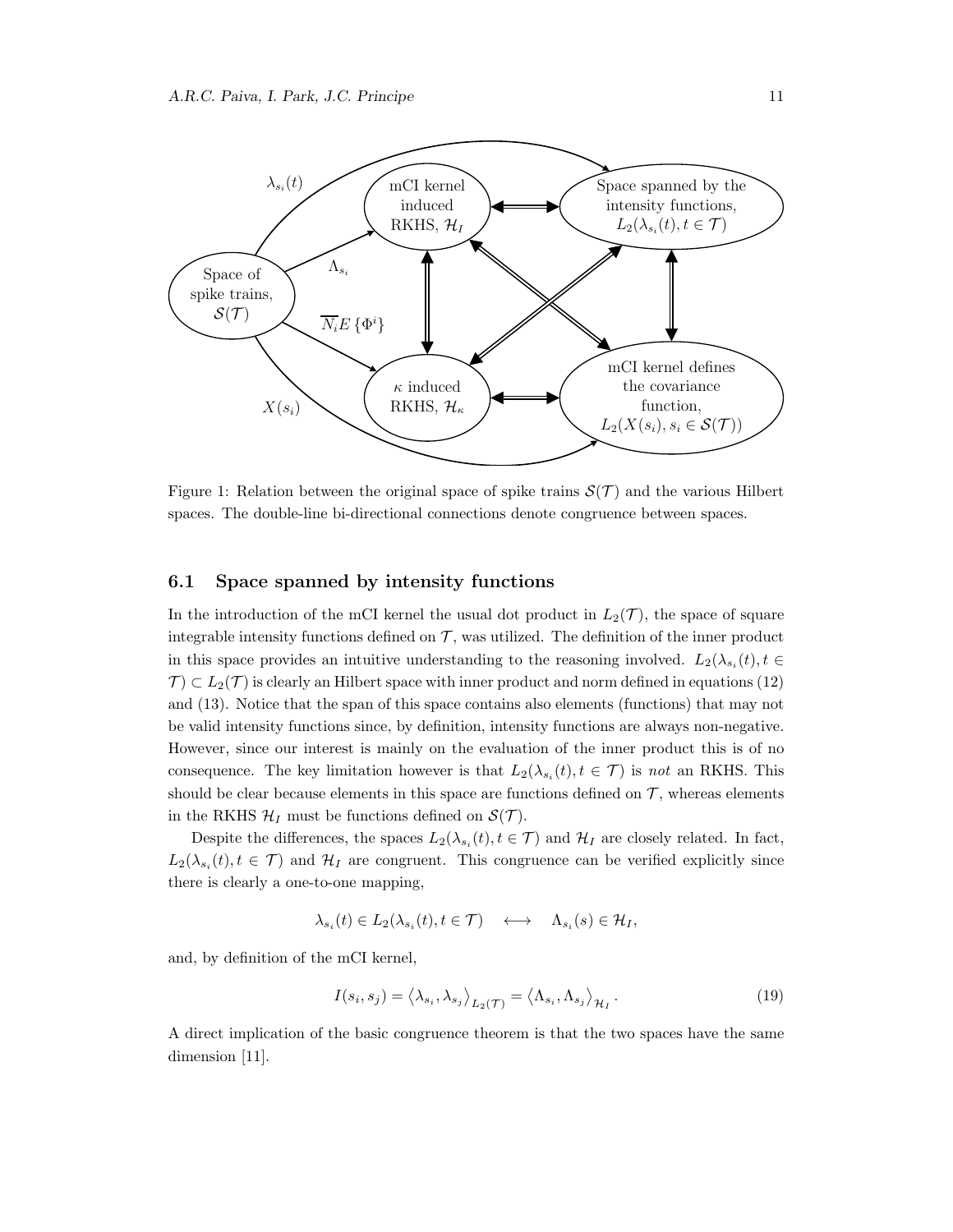Figure 1: Relation between the original space of spike trains $\mathcal{S}(\mathcal{T})$ and the various Hilbert spaces. The double-line bi-directional connections denote congruence between spaces.

### 6.1 Space spanned by intensity functions

In the introduction of the mCI kernel the usual dot product in $L_2(\mathcal{T})$, the space of square integrable intensity functions defined on $\mathcal{T}$, was utilized. The definition of the inner product in this space provides an intuitive understanding to the reasoning involved. $L_2(\lambda_{s_i}(t), t \in \mathcal{T}) \subset L_2(\mathcal{T})$ is clearly an Hilbert space with inner product and norm defined in equations (12) and (13). Notice that the span of this space contains also elements (functions) that may not be valid intensity functions since, by definition, intensity functions are always non-negative. However, since our interest is mainly on the evaluation of the inner product this is of no consequence. The key limitation however is that $L_2(\lambda_{s_i}(t), t \in \mathcal{T})$ is *not* an RKHS. This should be clear because elements in this space are functions defined on $\mathcal{T}$, whereas elements in the RKHS $\mathcal{H}_I$ must be functions defined on $\mathcal{S}(\mathcal{T})$.

Despite the differences, the spaces $L_2(\lambda_{s_i}(t), t \in \mathcal{T})$ and $\mathcal{H}_I$ are closely related. In fact, $L_2(\lambda_{s_i}(t), t \in \mathcal{T})$ and $\mathcal{H}_I$ are congruent. This congruence can be verified explicitly since there is clearly a one-to-one mapping,

$$\lambda_{s_i}(t) \in L_2(\lambda_{s_i}(t), t \in \mathcal{T}) \quad \longleftrightarrow \quad \Lambda_{s_i}(s) \in \mathcal{H}_I,$$

and, by definition of the mCI kernel,

$$I(s_i, s_j) = \left\langle \lambda_{s_i}, \lambda_{s_j} \right\rangle_{L_2(\mathcal{T})} = \left\langle \Lambda_{s_i}, \Lambda_{s_j} \right\rangle_{\mathcal{H}_I}. \tag{19}$$

A direct implication of the basic congruence theorem is that the two spaces have the same dimension [11].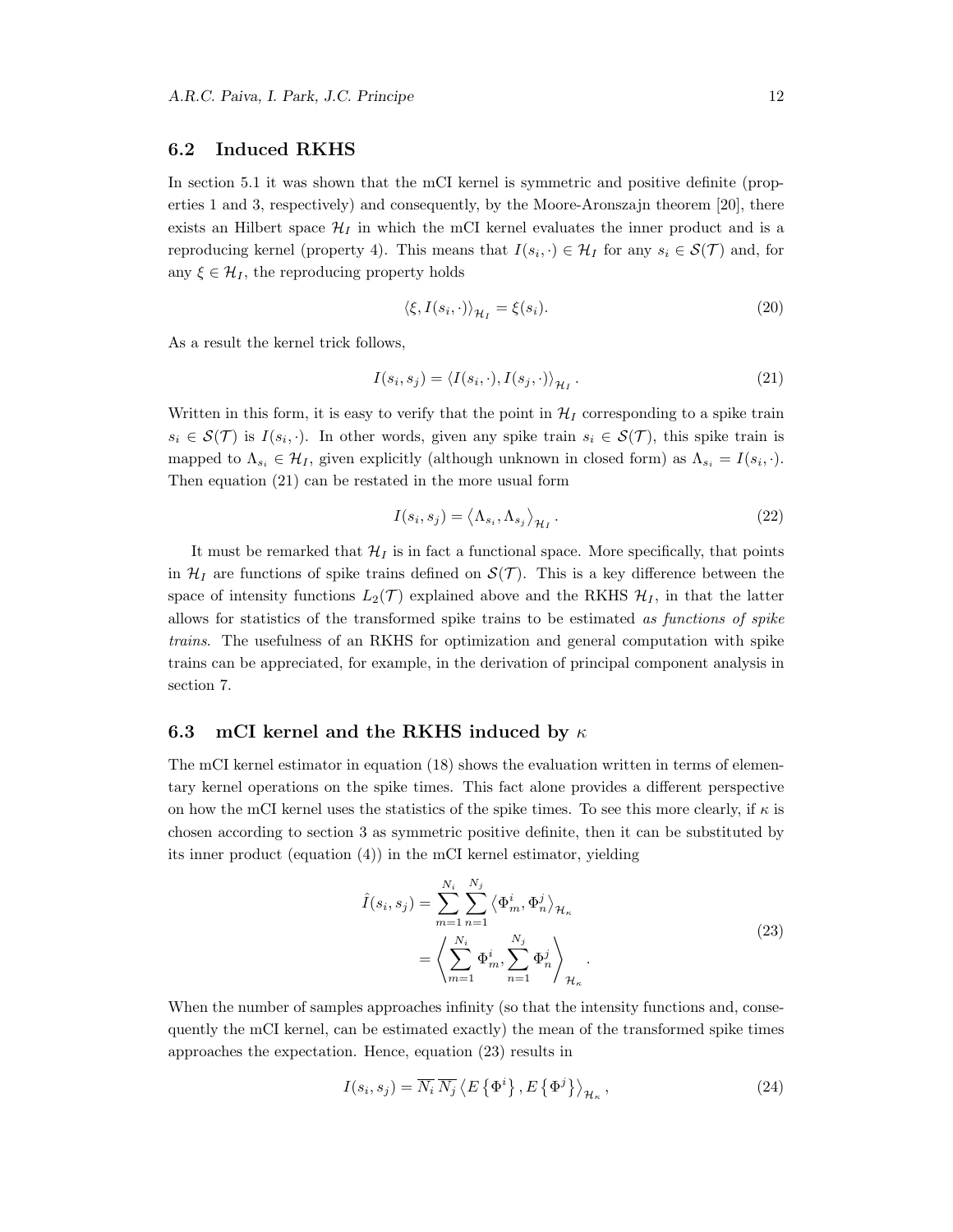### 6.2 Induced RKHS

In section 5.1 it was shown that the mCI kernel is symmetric and positive definite (properties 1 and 3, respectively) and consequently, by the Moore-Aronszajn theorem [20], there exists an Hilbert space $\mathcal{H}_I$ in which the mCI kernel evaluates the inner product and is a reproducing kernel (property 4). This means that $I(s_i, \cdot) \in \mathcal{H}_I$ for any $s_i \in \mathcal{S}(\mathcal{T})$ and, for any $\xi \in \mathcal{H}_I$, the reproducing property holds

$$\langle \xi, I(s_i, \cdot) \rangle_{\mathcal{H}_I} = \xi(s_i). \tag{20}$$

As a result the kernel trick follows,

$$I(s_i, s_j) = \langle I(s_i, \cdot), I(s_j, \cdot) \rangle_{\mathcal{H}_I}. \tag{21}$$

Written in this form, it is easy to verify that the point in $\mathcal{H}_I$ corresponding to a spike train $s_i \in \mathcal{S}(\mathcal{T})$ is $I(s_i, \cdot)$. In other words, given any spike train $s_i \in \mathcal{S}(\mathcal{T})$, this spike train is mapped to $\Lambda_{s_i} \in \mathcal{H}_I$, given explicitly (although unknown in closed form) as $\Lambda_{s_i} = I(s_i, \cdot)$. Then equation (21) can be restated in the more usual form

$$I(s_i, s_j) = \left\langle \Lambda_{s_i}, \Lambda_{s_j} \right\rangle_{\mathcal{H}_I}. \tag{22}$$

It must be remarked that $\mathcal{H}_I$ is in fact a functional space. More specifically, that points in $\mathcal{H}_I$ are functions of spike trains defined on $\mathcal{S}(\mathcal{T})$. This is a key difference between the space of intensity functions $L_2(\mathcal{T})$ explained above and the RKHS $\mathcal{H}_I$, in that the latter allows for statistics of the transformed spike trains to be estimated *as functions of spike trains*. The usefulness of an RKHS for optimization and general computation with spike trains can be appreciated, for example, in the derivation of principal component analysis in section 7.

### 6.3 mCI kernel and the RKHS induced by $\kappa$

The mCI kernel estimator in equation (18) shows the evaluation written in terms of elementary kernel operations on the spike times. This fact alone provides a different perspective on how the mCI kernel uses the statistics of the spike times. To see this more clearly, if $\kappa$ is chosen according to section 3 as symmetric positive definite, then it can be substituted by its inner product (equation (4)) in the mCI kernel estimator, yielding

$$\begin{aligned}
\hat{I}(s_i, s_j) &= \sum_{m=1}^{N_i} \sum_{n=1}^{N_j} \left\langle \Phi_m^i, \Phi_n^j \right\rangle_{\mathcal{H}_\kappa} \\
&= \left\langle \sum_{m=1}^{N_i} \Phi_m^i, \sum_{n=1}^{N_j} \Phi_n^j \right\rangle_{\mathcal{H}_\kappa}.
\end{aligned} \tag{23}$$

When the number of samples approaches infinity (so that the intensity functions and, consequently the mCI kernel, can be estimated exactly) the mean of the transformed spike times approaches the expectation. Hence, equation (23) results in

$$I(s_i, s_j) = \overline{N_i}\, \overline{N_j} \left\langle E\left\{\Phi^i\right\}, E\left\{\Phi^j\right\} \right\rangle_{\mathcal{H}_\kappa}, \tag{24}$$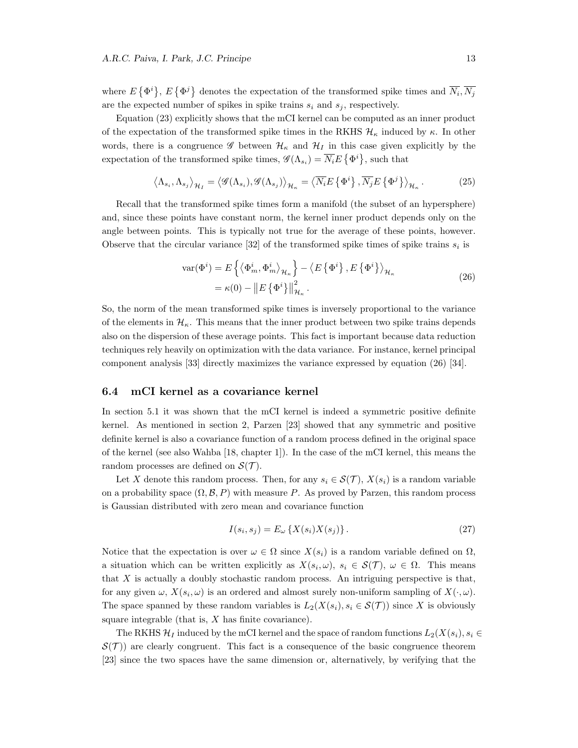where $E\{\Phi^i\}$, $E\{\Phi^j\}$ denotes the expectation of the transformed spike times and $\overline{N_i}, \overline{N_j}$ are the expected number of spikes in spike trains $s_i$ and $s_j$, respectively.

Equation (23) explicitly shows that the mCI kernel can be computed as an inner product of the expectation of the transformed spike times in the RKHS $\mathcal{H}_\kappa$ induced by $\kappa$. In other words, there is a congruence $\mathscr{G}$ between $\mathcal{H}_\kappa$ and $\mathcal{H}_I$ in this case given explicitly by the expectation of the transformed spike times, $\mathscr{G}(\Lambda_{s_i}) = \overline{N_i} E\{\Phi^i\}$, such that

$$\langle \Lambda_{s_i}, \Lambda_{s_j} \rangle_{\mathcal{H}_I} = \langle \mathscr{G}(\Lambda_{s_i}), \mathscr{G}(\Lambda_{s_j}) \rangle_{\mathcal{H}_\kappa} = \langle \overline{N_i} E\{\Phi^i\}, \overline{N_j} E\{\Phi^j\} \rangle_{\mathcal{H}_\kappa}. \tag{25}$$

Recall that the transformed spike times form a manifold (the subset of an hypersphere) and, since these points have constant norm, the kernel inner product depends only on the angle between points. This is typically not true for the average of these points, however. Observe that the circular variance [32] of the transformed spike times of spike trains $s_i$ is

$$\begin{aligned}
\mathrm{var}(\Phi^i) &= E\left\{ \langle \Phi_m^i, \Phi_m^i \rangle_{\mathcal{H}_\kappa} \right\} - \langle E\{\Phi^i\}, E\{\Phi^i\} \rangle_{\mathcal{H}_\kappa} \\
&= \kappa(0) - \left\| E\{\Phi^i\} \right\|_{\mathcal{H}_\kappa}^2.
\end{aligned} \tag{26}$$

So, the norm of the mean transformed spike times is inversely proportional to the variance of the elements in $\mathcal{H}_\kappa$. This means that the inner product between two spike trains depends also on the dispersion of these average points. This fact is important because data reduction techniques rely heavily on optimization with the data variance. For instance, kernel principal component analysis [33] directly maximizes the variance expressed by equation (26) [34].

### 6.4 mCI kernel as a covariance kernel

In section 5.1 it was shown that the mCI kernel is indeed a symmetric positive definite kernel. As mentioned in section 2, Parzen [23] showed that any symmetric and positive definite kernel is also a covariance function of a random process defined in the original space of the kernel (see also Wahba [18, chapter 1]). In the case of the mCI kernel, this means the random processes are defined on $\mathcal{S}(\mathcal{T})$.

Let $X$ denote this random process. Then, for any $s_i \in \mathcal{S}(\mathcal{T})$, $X(s_i)$ is a random variable on a probability space $(\Omega, \mathcal{B}, P)$ with measure $P$. As proved by Parzen, this random process is Gaussian distributed with zero mean and covariance function

$$I(s_i, s_j) = E_\omega \{X(s_i) X(s_j)\}. \tag{27}$$

Notice that the expectation is over $\omega \in \Omega$ since $X(s_i)$ is a random variable defined on $\Omega$, a situation which can be written explicitly as $X(s_i, \omega)$, $s_i \in \mathcal{S}(\mathcal{T})$, $\omega \in \Omega$. This means that $X$ is actually a doubly stochastic random process. An intriguing perspective is that, for any given $\omega$, $X(s_i, \omega)$ is an ordered and almost surely non-uniform sampling of $X(\cdot, \omega)$. The space spanned by these random variables is $L_2(X(s_i), s_i \in \mathcal{S}(\mathcal{T}))$ since $X$ is obviously square integrable (that is, $X$ has finite covariance).

The RKHS $\mathcal{H}_I$ induced by the mCI kernel and the space of random functions $L_2(X(s_i), s_i \in \mathcal{S}(\mathcal{T}))$ are clearly congruent. This fact is a consequence of the basic congruence theorem [23] since the two spaces have the same dimension or, alternatively, by verifying that the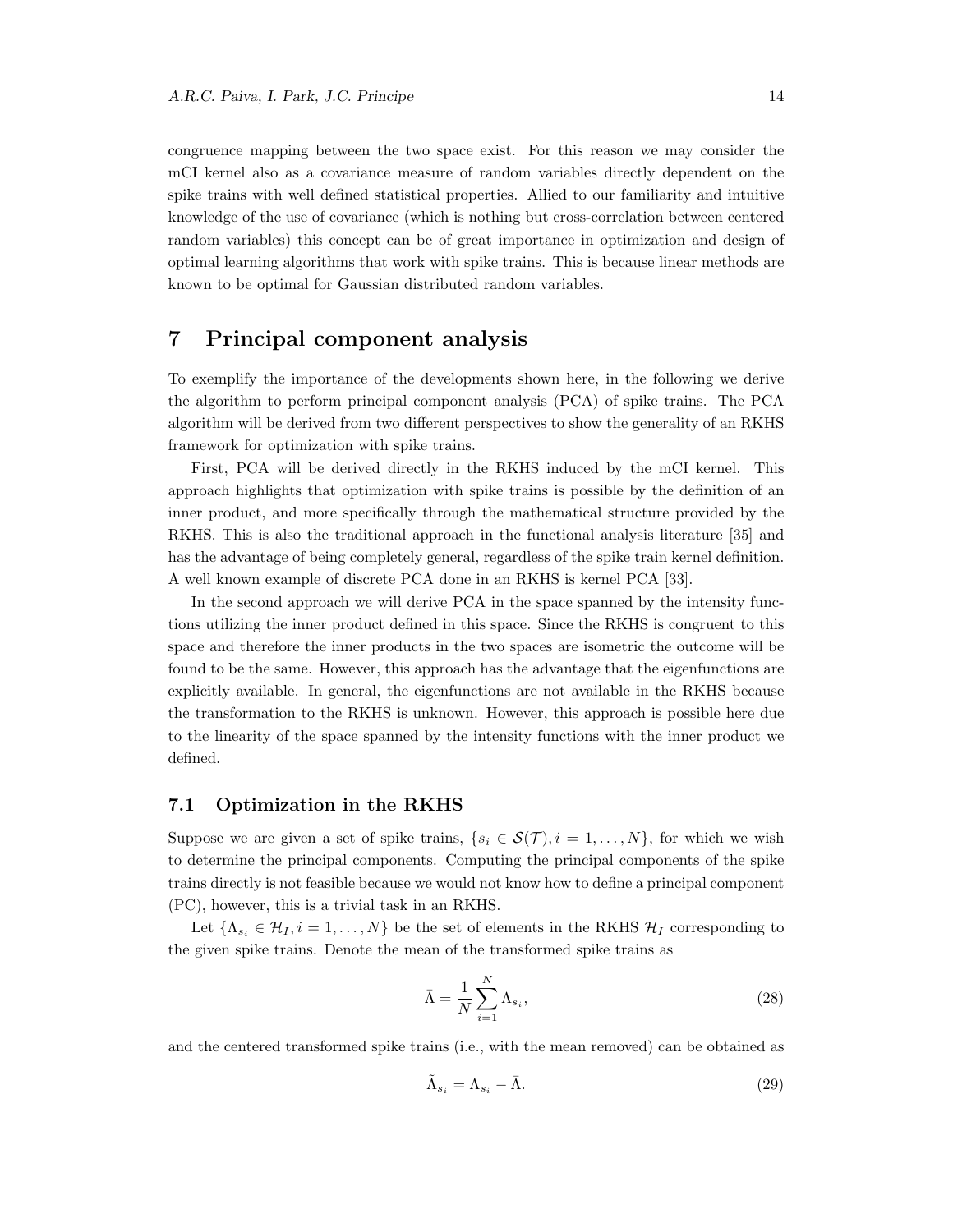congruence mapping between the two space exist. For this reason we may consider the mCI kernel also as a covariance measure of random variables directly dependent on the spike trains with well defined statistical properties. Allied to our familiarity and intuitive knowledge of the use of covariance (which is nothing but cross-correlation between centered random variables) this concept can be of great importance in optimization and design of optimal learning algorithms that work with spike trains. This is because linear methods are known to be optimal for Gaussian distributed random variables.

# 7 Principal component analysis

To exemplify the importance of the developments shown here, in the following we derive the algorithm to perform principal component analysis (PCA) of spike trains. The PCA algorithm will be derived from two different perspectives to show the generality of an RKHS framework for optimization with spike trains.

First, PCA will be derived directly in the RKHS induced by the mCI kernel. This approach highlights that optimization with spike trains is possible by the definition of an inner product, and more specifically through the mathematical structure provided by the RKHS. This is also the traditional approach in the functional analysis literature [35] and has the advantage of being completely general, regardless of the spike train kernel definition. A well known example of discrete PCA done in an RKHS is kernel PCA [33].

In the second approach we will derive PCA in the space spanned by the intensity functions utilizing the inner product defined in this space. Since the RKHS is congruent to this space and therefore the inner products in the two spaces are isometric the outcome will be found to be the same. However, this approach has the advantage that the eigenfunctions are explicitly available. In general, the eigenfunctions are not available in the RKHS because the transformation to the RKHS is unknown. However, this approach is possible here due to the linearity of the space spanned by the intensity functions with the inner product we defined.

## 7.1 Optimization in the RKHS

Suppose we are given a set of spike trains, $\{s_i \in \mathcal{S}(\mathcal{T}), i = 1, \ldots, N\}$, for which we wish to determine the principal components. Computing the principal components of the spike trains directly is not feasible because we would not know how to define a principal component (PC), however, this is a trivial task in an RKHS.

Let $\{\Lambda_{s_i} \in \mathcal{H}_I, i = 1, \ldots, N\}$ be the set of elements in the RKHS $\mathcal{H}_I$ corresponding to the given spike trains. Denote the mean of the transformed spike trains as

$$\bar{\Lambda} = \frac{1}{N} \sum_{i=1}^{N} \Lambda_{s_i}, \tag{28}$$

and the centered transformed spike trains (i.e., with the mean removed) can be obtained as

$$\tilde{\Lambda}_{s_i} = \Lambda_{s_i} - \bar{\Lambda}. \tag{29}$$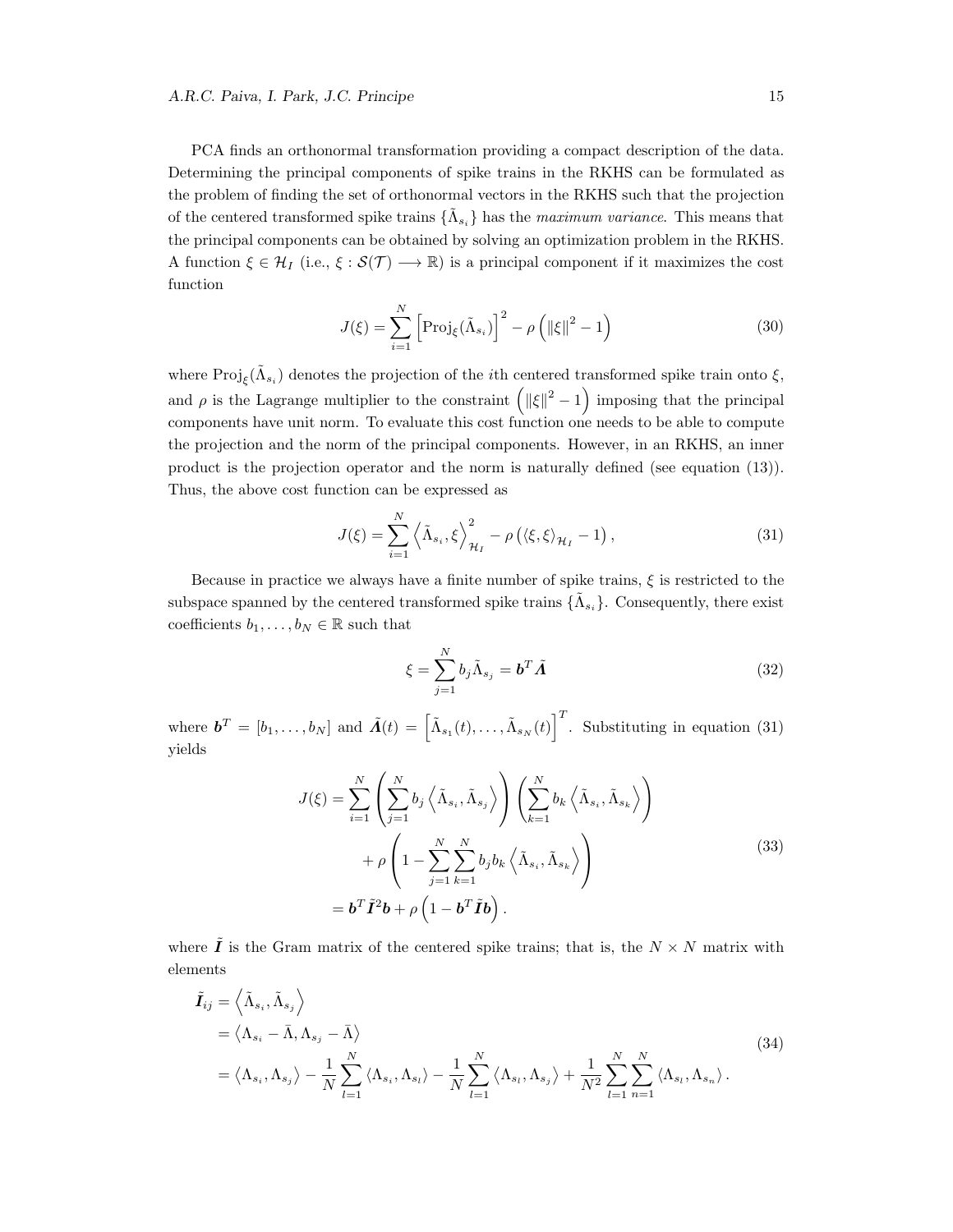PCA finds an orthonormal transformation providing a compact description of the data. Determining the principal components of spike trains in the RKHS can be formulated as the problem of finding the set of orthonormal vectors in the RKHS such that the projection of the centered transformed spike trains $\{\tilde{\Lambda}_{s_i}\}$ has the *maximum variance*. This means that the principal components can be obtained by solving an optimization problem in the RKHS. A function $\xi \in \mathcal{H}_I$ (i.e., $\xi : \mathcal{S}(\mathcal{T}) \longrightarrow \mathbb{R}$) is a principal component if it maximizes the cost function

$$J(\xi) = \sum_{i=1}^{N} \left[\mathrm{Proj}_\xi(\tilde{\Lambda}_{s_i})\right]^2 - \rho\left(\|\xi\|^2 - 1\right) \tag{30}$$

where $\mathrm{Proj}_\xi(\tilde{\Lambda}_{s_i})$ denotes the projection of the $i$th centered transformed spike train onto $\xi$, and $\rho$ is the Lagrange multiplier to the constraint $\left(\|\xi\|^2 - 1\right)$ imposing that the principal components have unit norm. To evaluate this cost function one needs to be able to compute the projection and the norm of the principal components. However, in an RKHS, an inner product is the projection operator and the norm is naturally defined (see equation (13)). Thus, the above cost function can be expressed as

$$J(\xi) = \sum_{i=1}^{N} \left\langle \tilde{\Lambda}_{s_i}, \xi \right\rangle_{\mathcal{H}_I}^2 - \rho\left(\langle \xi, \xi \rangle_{\mathcal{H}_I} - 1\right), \tag{31}$$

Because in practice we always have a finite number of spike trains, $\xi$ is restricted to the subspace spanned by the centered transformed spike trains $\{\tilde{\Lambda}_{s_i}\}$. Consequently, there exist coefficients $b_1, \ldots, b_N \in \mathbb{R}$ such that

$$\xi = \sum_{j=1}^{N} b_j \tilde{\Lambda}_{s_j} = \boldsymbol{b}^T \tilde{\boldsymbol{\Lambda}} \tag{32}$$

where $\boldsymbol{b}^T = [b_1, \ldots, b_N]$ and $\tilde{\boldsymbol{\Lambda}}(t) = \left[\tilde{\Lambda}_{s_1}(t), \ldots, \tilde{\Lambda}_{s_N}(t)\right]^T$. Substituting in equation (31) yields

$$\begin{aligned}
J(\xi) &= \sum_{i=1}^{N} \left(\sum_{j=1}^{N} b_j \left\langle \tilde{\Lambda}_{s_i}, \tilde{\Lambda}_{s_j} \right\rangle\right) \left(\sum_{k=1}^{N} b_k \left\langle \tilde{\Lambda}_{s_i}, \tilde{\Lambda}_{s_k} \right\rangle\right) \\
&\quad + \rho\left(1 - \sum_{j=1}^{N}\sum_{k=1}^{N} b_j b_k \left\langle \tilde{\Lambda}_{s_i}, \tilde{\Lambda}_{s_k} \right\rangle\right) \\
&= \boldsymbol{b}^T \tilde{\boldsymbol{I}}^2 \boldsymbol{b} + \rho\left(1 - \boldsymbol{b}^T \tilde{\boldsymbol{I}} \boldsymbol{b}\right).
\end{aligned} \tag{33}$$

where $\tilde{\boldsymbol{I}}$ is the Gram matrix of the centered spike trains; that is, the $N \times N$ matrix with elements

$$\begin{aligned}
\tilde{\boldsymbol{I}}_{ij} &= \left\langle \tilde{\Lambda}_{s_i}, \tilde{\Lambda}_{s_j} \right\rangle \\
&= \left\langle \Lambda_{s_i} - \bar{\Lambda}, \Lambda_{s_j} - \bar{\Lambda} \right\rangle \\
&= \left\langle \Lambda_{s_i}, \Lambda_{s_j} \right\rangle - \frac{1}{N}\sum_{l=1}^{N} \left\langle \Lambda_{s_i}, \Lambda_{s_l} \right\rangle - \frac{1}{N}\sum_{l=1}^{N} \left\langle \Lambda_{s_l}, \Lambda_{s_j} \right\rangle + \frac{1}{N^2}\sum_{l=1}^{N}\sum_{n=1}^{N} \left\langle \Lambda_{s_l}, \Lambda_{s_n} \right\rangle.
\end{aligned} \tag{34}$$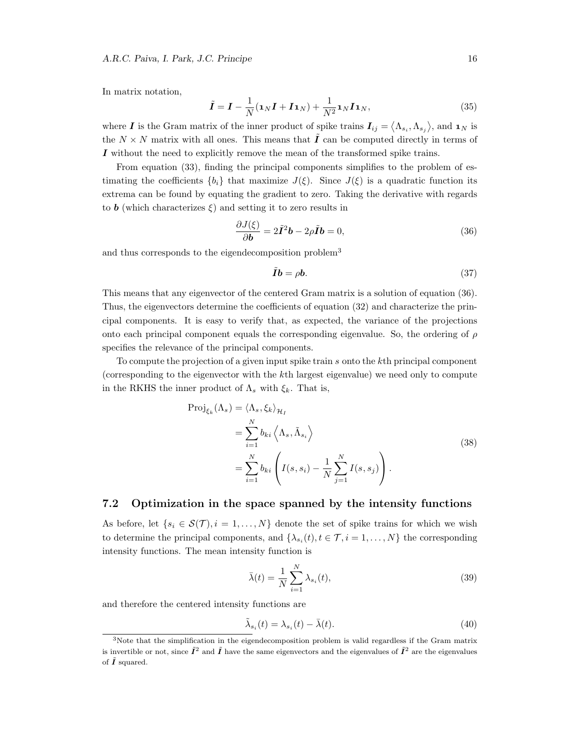In matrix notation,

$$\tilde{\boldsymbol{I}} = \boldsymbol{I} - \frac{1}{N}(\mathbf{1}_N \boldsymbol{I} + \boldsymbol{I}\mathbf{1}_N) + \frac{1}{N^2}\mathbf{1}_N \boldsymbol{I} \mathbf{1}_N, \tag{35}$$

where $\boldsymbol{I}$ is the Gram matrix of the inner product of spike trains $\boldsymbol{I}_{ij} = \left\langle \Lambda_{s_i}, \Lambda_{s_j} \right\rangle$, and $\mathbf{1}_N$ is the $N \times N$ matrix with all ones. This means that $\tilde{\boldsymbol{I}}$ can be computed directly in terms of $\boldsymbol{I}$ without the need to explicitly remove the mean of the transformed spike trains.

From equation (33), finding the principal components simplifies to the problem of estimating the coefficients $\{b_i\}$ that maximize $J(\xi)$. Since $J(\xi)$ is a quadratic function its extrema can be found by equating the gradient to zero. Taking the derivative with regards to $\boldsymbol{b}$ (which characterizes $\xi$) and setting it to zero results in

$$\frac{\partial J(\xi)}{\partial \boldsymbol{b}} = 2\tilde{\boldsymbol{I}}^2 \boldsymbol{b} - 2\rho \tilde{\boldsymbol{I}} \boldsymbol{b} = 0, \tag{36}$$

and thus corresponds to the eigendecomposition problem[3]

$$\tilde{\boldsymbol{I}} \boldsymbol{b} = \rho \boldsymbol{b}. \tag{37}$$

This means that any eigenvector of the centered Gram matrix is a solution of equation (36). Thus, the eigenvectors determine the coefficients of equation (32) and characterize the principal components. It is easy to verify that, as expected, the variance of the projections onto each principal component equals the corresponding eigenvalue. So, the ordering of $\rho$ specifies the relevance of the principal components.

To compute the projection of a given input spike train $s$ onto the $k$th principal component (corresponding to the eigenvector with the $k$th largest eigenvalue) we need only to compute in the RKHS the inner product of $\Lambda_s$ with $\xi_k$. That is,

$$\begin{aligned}
\mathrm{Proj}_{\xi_k}(\Lambda_s) &= \left\langle \Lambda_s, \xi_k \right\rangle_{\mathcal{H}_I} \\
&= \sum_{i=1}^{N} b_{ki} \left\langle \Lambda_s, \tilde{\Lambda}_{s_i} \right\rangle \\
&= \sum_{i=1}^{N} b_{ki} \left( I(s, s_i) - \frac{1}{N} \sum_{j=1}^{N} I(s, s_j) \right).
\end{aligned} \tag{38}$$

## 7.2 Optimization in the space spanned by the intensity functions

As before, let $\{s_i \in \mathcal{S}(\mathcal{T}), i = 1, \ldots, N\}$ denote the set of spike trains for which we wish to determine the principal components, and $\{\lambda_{s_i}(t), t \in \mathcal{T}, i = 1, \ldots, N\}$ the corresponding intensity functions. The mean intensity function is

$$\bar{\lambda}(t) = \frac{1}{N} \sum_{i=1}^{N} \lambda_{s_i}(t), \tag{39}$$

and therefore the centered intensity functions are

$$\tilde{\lambda}_{s_i}(t) = \lambda_{s_i}(t) - \bar{\lambda}(t). \tag{40}$$

[3]Note that the simplification in the eigendecomposition problem is valid regardless if the Gram matrix is invertible or not, since $\tilde{\boldsymbol{I}}^2$ and $\tilde{\boldsymbol{I}}$ have the same eigenvectors and the eigenvalues of $\tilde{\boldsymbol{I}}^2$ are the eigenvalues of $\tilde{\boldsymbol{I}}$ squared.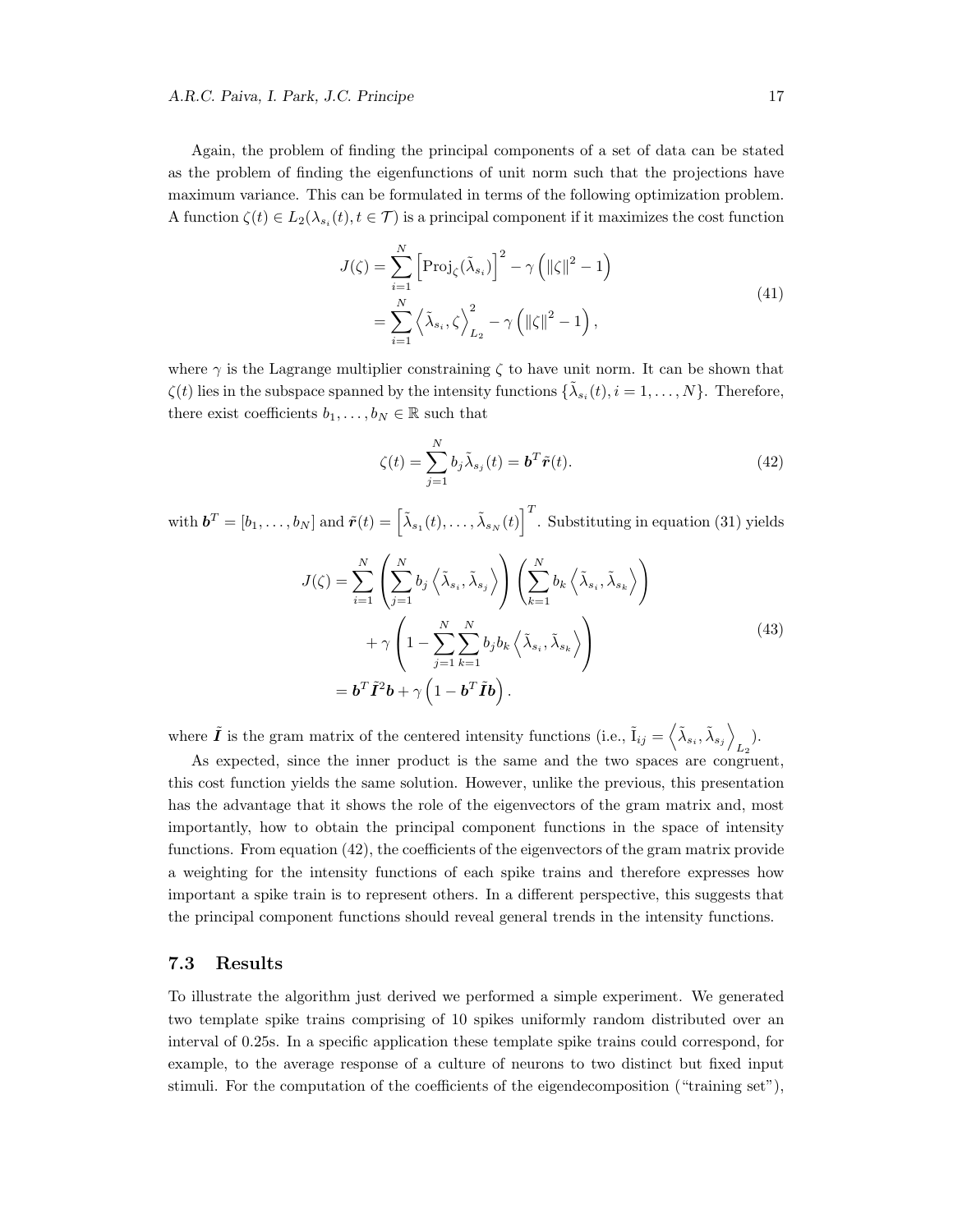Again, the problem of finding the principal components of a set of data can be stated as the problem of finding the eigenfunctions of unit norm such that the projections have maximum variance. This can be formulated in terms of the following optimization problem. A function $\zeta(t) \in L_2(\lambda_{s_i}(t), t \in \mathcal{T})$ is a principal component if it maximizes the cost function

$$
\begin{aligned}
J(\zeta) &= \sum_{i=1}^{N} \left[ \mathrm{Proj}_{\zeta}(\tilde{\lambda}_{s_i}) \right]^2 - \gamma \left( \|\zeta\|^2 - 1 \right) \\
&= \sum_{i=1}^{N} \left\langle \tilde{\lambda}_{s_i}, \zeta \right\rangle_{L_2}^2 - \gamma \left( \|\zeta\|^2 - 1 \right),
\end{aligned}
\tag{41}
$$

where $\gamma$ is the Lagrange multiplier constraining $\zeta$ to have unit norm. It can be shown that $\zeta(t)$ lies in the subspace spanned by the intensity functions $\{\tilde{\lambda}_{s_i}(t), i = 1, \ldots, N\}$. Therefore, there exist coefficients $b_1, \ldots, b_N \in \mathbb{R}$ such that

$$
\zeta(t) = \sum_{j=1}^{N} b_j \tilde{\lambda}_{s_j}(t) = \boldsymbol{b}^T \tilde{\boldsymbol{r}}(t). \tag{42}
$$

with $\boldsymbol{b}^T = [b_1, \ldots, b_N]$ and $\tilde{\boldsymbol{r}}(t) = \left[ \tilde{\lambda}_{s_1}(t), \ldots, \tilde{\lambda}_{s_N}(t) \right]^T$. Substituting in equation (31) yields

$$
\begin{aligned}
J(\zeta) = \sum_{i=1}^{N} &\left( \sum_{j=1}^{N} b_j \left\langle \tilde{\lambda}_{s_i}, \tilde{\lambda}_{s_j} \right\rangle \right) \left( \sum_{k=1}^{N} b_k \left\langle \tilde{\lambda}_{s_i}, \tilde{\lambda}_{s_k} \right\rangle \right) \\
&+ \gamma \left( 1 - \sum_{j=1}^{N} \sum_{k=1}^{N} b_j b_k \left\langle \tilde{\lambda}_{s_i}, \tilde{\lambda}_{s_k} \right\rangle \right) \\
= \boldsymbol{b}^T &\tilde{\boldsymbol{I}}^2 \boldsymbol{b} + \gamma \left( 1 - \boldsymbol{b}^T \tilde{\boldsymbol{I}} \boldsymbol{b} \right).
\end{aligned}
\tag{43}
$$

where $\tilde{\boldsymbol{I}}$ is the gram matrix of the centered intensity functions (i.e., $\tilde{\mathrm{I}}_{ij} = \left\langle \tilde{\lambda}_{s_i}, \tilde{\lambda}_{s_j} \right\rangle_{L_2}$).

As expected, since the inner product is the same and the two spaces are congruent, this cost function yields the same solution. However, unlike the previous, this presentation has the advantage that it shows the role of the eigenvectors of the gram matrix and, most importantly, how to obtain the principal component functions in the space of intensity functions. From equation (42), the coefficients of the eigenvectors of the gram matrix provide a weighting for the intensity functions of each spike trains and therefore expresses how important a spike train is to represent others. In a different perspective, this suggests that the principal component functions should reveal general trends in the intensity functions.

### 7.3 Results

To illustrate the algorithm just derived we performed a simple experiment. We generated two template spike trains comprising of 10 spikes uniformly random distributed over an interval of 0.25s. In a specific application these template spike trains could correspond, for example, to the average response of a culture of neurons to two distinct but fixed input stimuli. For the computation of the coefficients of the eigendecomposition ("training set"),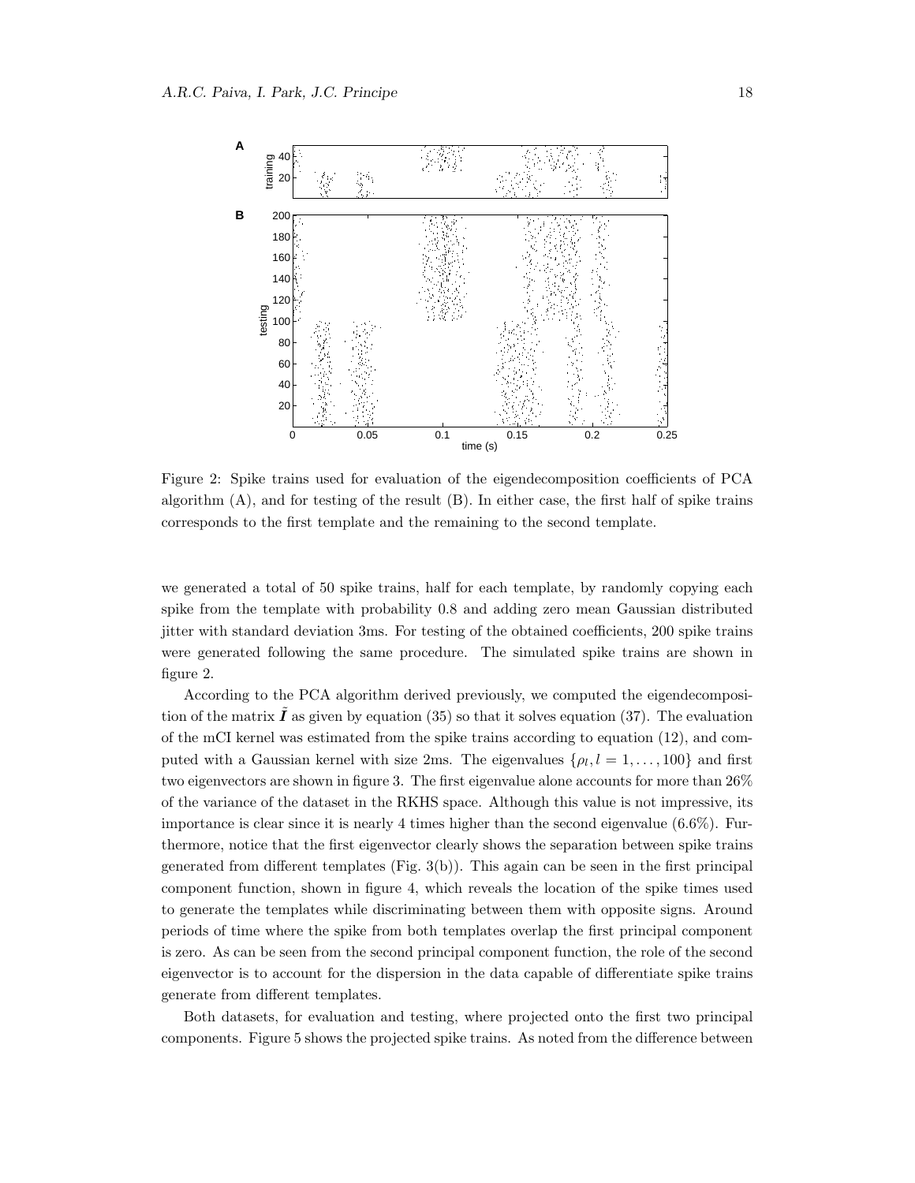Figure 2: Spike trains used for evaluation of the eigendecomposition coefficients of PCA algorithm (A), and for testing of the result (B). In either case, the first half of spike trains corresponds to the first template and the remaining to the second template.

we generated a total of 50 spike trains, half for each template, by randomly copying each spike from the template with probability 0.8 and adding zero mean Gaussian distributed jitter with standard deviation 3ms. For testing of the obtained coefficients, 200 spike trains were generated following the same procedure. The simulated spike trains are shown in figure 2.

According to the PCA algorithm derived previously, we computed the eigendecomposition of the matrix $\tilde{\boldsymbol{I}}$ as given by equation (35) so that it solves equation (37). The evaluation of the mCI kernel was estimated from the spike trains according to equation (12), and computed with a Gaussian kernel with size 2ms. The eigenvalues $\{\rho_l, l = 1, \ldots, 100\}$ and first two eigenvectors are shown in figure 3. The first eigenvalue alone accounts for more than 26% of the variance of the dataset in the RKHS space. Although this value is not impressive, its importance is clear since it is nearly 4 times higher than the second eigenvalue (6.6%). Furthermore, notice that the first eigenvector clearly shows the separation between spike trains generated from different templates (Fig. 3(b)). This again can be seen in the first principal component function, shown in figure 4, which reveals the location of the spike times used to generate the templates while discriminating between them with opposite signs. Around periods of time where the spike from both templates overlap the first principal component is zero. As can be seen from the second principal component function, the role of the second eigenvector is to account for the dispersion in the data capable of differentiate spike trains generate from different templates.

Both datasets, for evaluation and testing, where projected onto the first two principal components. Figure 5 shows the projected spike trains. As noted from the difference between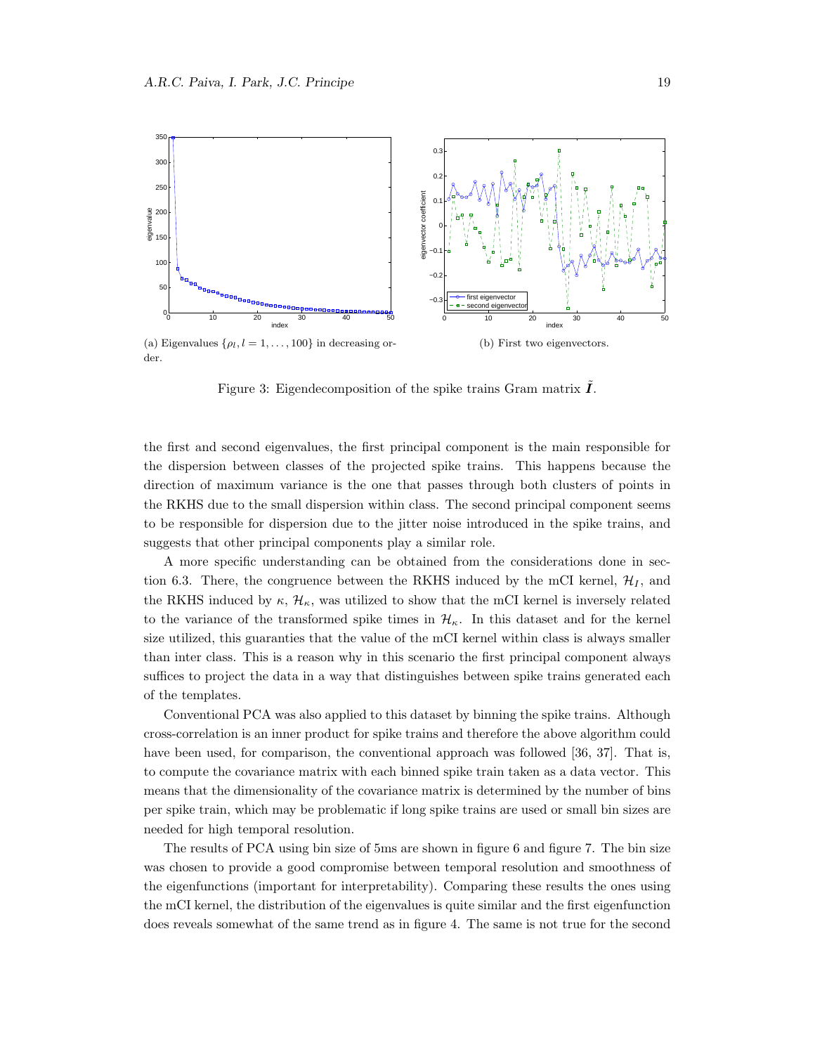(a) Eigenvalues $\{\rho_l, l = 1, \ldots, 100\}$ in decreasing order.

(b) First two eigenvectors.

Figure 3: Eigendecomposition of the spike trains Gram matrix $\tilde{\boldsymbol{I}}$.

the first and second eigenvalues, the first principal component is the main responsible for the dispersion between classes of the projected spike trains. This happens because the direction of maximum variance is the one that passes through both clusters of points in the RKHS due to the small dispersion within class. The second principal component seems to be responsible for dispersion due to the jitter noise introduced in the spike trains, and suggests that other principal components play a similar role.

A more specific understanding can be obtained from the considerations done in section 6.3. There, the congruence between the RKHS induced by the mCI kernel, $\mathcal{H}_I$, and the RKHS induced by $\kappa$, $\mathcal{H}_\kappa$, was utilized to show that the mCI kernel is inversely related to the variance of the transformed spike times in $\mathcal{H}_\kappa$. In this dataset and for the kernel size utilized, this guaranties that the value of the mCI kernel within class is always smaller than inter class. This is a reason why in this scenario the first principal component always suffices to project the data in a way that distinguishes between spike trains generated each of the templates.

Conventional PCA was also applied to this dataset by binning the spike trains. Although cross-correlation is an inner product for spike trains and therefore the above algorithm could have been used, for comparison, the conventional approach was followed [36, 37]. That is, to compute the covariance matrix with each binned spike train taken as a data vector. This means that the dimensionality of the covariance matrix is determined by the number of bins per spike train, which may be problematic if long spike trains are used or small bin sizes are needed for high temporal resolution.

The results of PCA using bin size of 5ms are shown in figure 6 and figure 7. The bin size was chosen to provide a good compromise between temporal resolution and smoothness of the eigenfunctions (important for interpretability). Comparing these results the ones using the mCI kernel, the distribution of the eigenvalues is quite similar and the first eigenfunction does reveals somewhat of the same trend as in figure 4. The same is not true for the second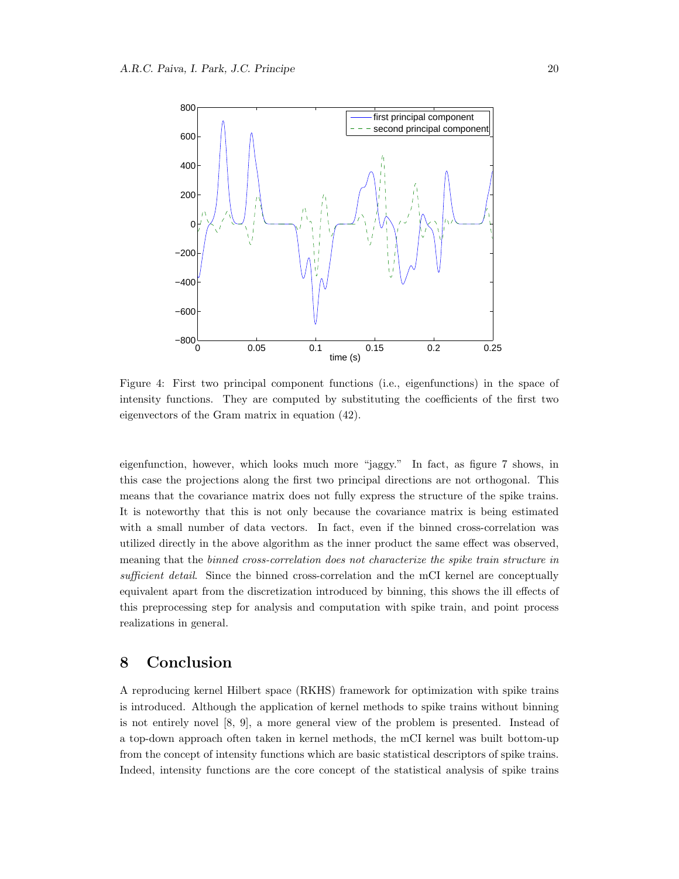Figure 4: First two principal component functions (i.e., eigenfunctions) in the space of intensity functions. They are computed by substituting the coefficients of the first two eigenvectors of the Gram matrix in equation (42).

eigenfunction, however, which looks much more "jaggy." In fact, as figure 7 shows, in this case the projections along the first two principal directions are not orthogonal. This means that the covariance matrix does not fully express the structure of the spike trains. It is noteworthy that this is not only because the covariance matrix is being estimated with a small number of data vectors. In fact, even if the binned cross-correlation was utilized directly in the above algorithm as the inner product the same effect was observed, meaning that the *binned cross-correlation does not characterize the spike train structure in sufficient detail*. Since the binned cross-correlation and the mCI kernel are conceptually equivalent apart from the discretization introduced by binning, this shows the ill effects of this preprocessing step for analysis and computation with spike train, and point process realizations in general.

## 8 Conclusion

A reproducing kernel Hilbert space (RKHS) framework for optimization with spike trains is introduced. Although the application of kernel methods to spike trains without binning is not entirely novel [8, 9], a more general view of the problem is presented. Instead of a top-down approach often taken in kernel methods, the mCI kernel was built bottom-up from the concept of intensity functions which are basic statistical descriptors of spike trains. Indeed, intensity functions are the core concept of the statistical analysis of spike trains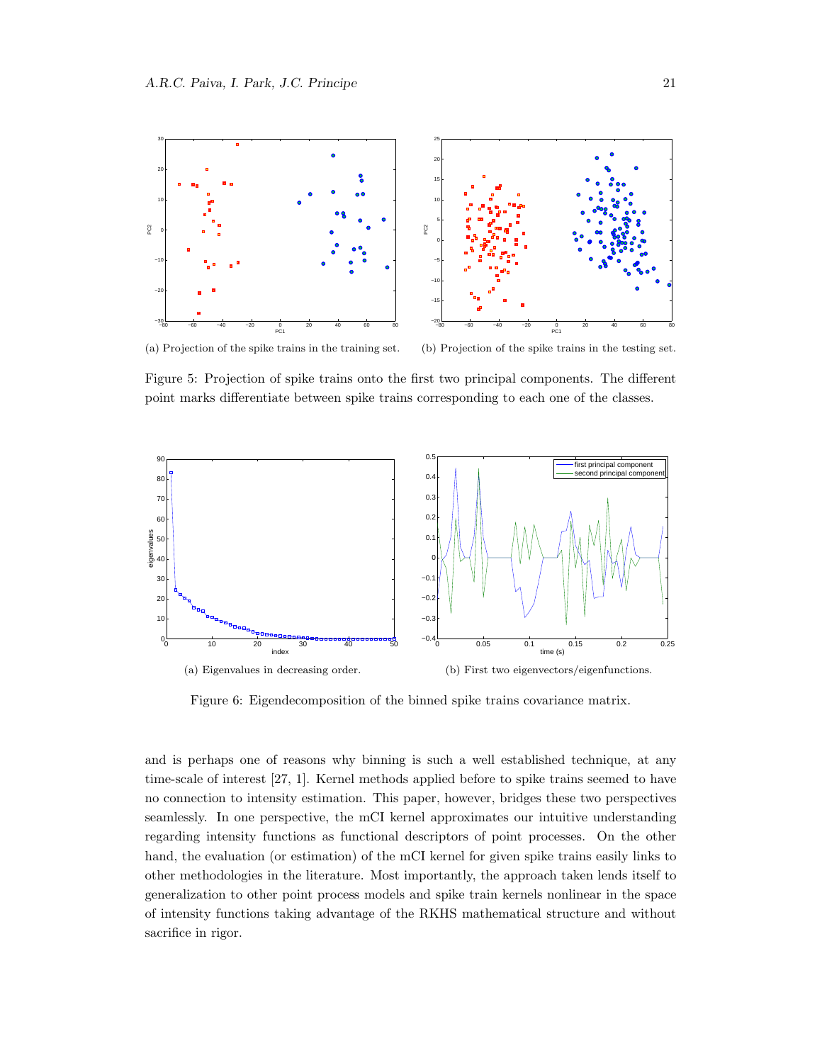(a) Projection of the spike trains in the training set.

(b) Projection of the spike trains in the testing set.

Figure 5: Projection of spike trains onto the first two principal components. The different point marks differentiate between spike trains corresponding to each one of the classes.

(a) Eigenvalues in decreasing order.

(b) First two eigenvectors/eigenfunctions.

Figure 6: Eigendecomposition of the binned spike trains covariance matrix.

and is perhaps one of reasons why binning is such a well established technique, at any time-scale of interest [27, 1]. Kernel methods applied before to spike trains seemed to have no connection to intensity estimation. This paper, however, bridges these two perspectives seamlessly. In one perspective, the mCI kernel approximates our intuitive understanding regarding intensity functions as functional descriptors of point processes. On the other hand, the evaluation (or estimation) of the mCI kernel for given spike trains easily links to other methodologies in the literature. Most importantly, the approach taken lends itself to generalization to other point process models and spike train kernels nonlinear in the space of intensity functions taking advantage of the RKHS mathematical structure and without sacrifice in rigor.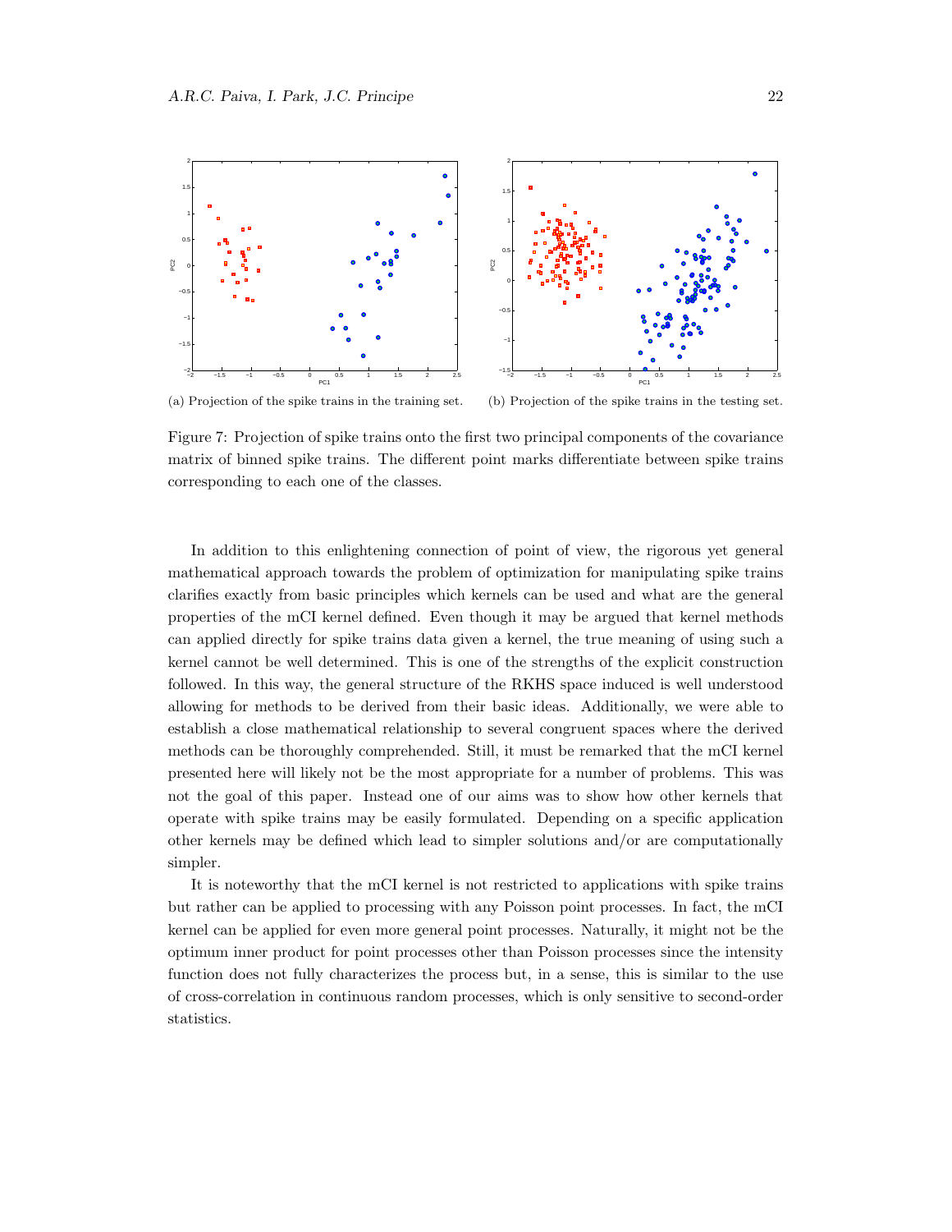(a) Projection of the spike trains in the training set.

(b) Projection of the spike trains in the testing set.

Figure 7: Projection of spike trains onto the first two principal components of the covariance matrix of binned spike trains. The different point marks differentiate between spike trains corresponding to each one of the classes.

In addition to this enlightening connection of point of view, the rigorous yet general mathematical approach towards the problem of optimization for manipulating spike trains clarifies exactly from basic principles which kernels can be used and what are the general properties of the mCI kernel defined. Even though it may be argued that kernel methods can applied directly for spike trains data given a kernel, the true meaning of using such a kernel cannot be well determined. This is one of the strengths of the explicit construction followed. In this way, the general structure of the RKHS space induced is well understood allowing for methods to be derived from their basic ideas. Additionally, we were able to establish a close mathematical relationship to several congruent spaces where the derived methods can be thoroughly comprehended. Still, it must be remarked that the mCI kernel presented here will likely not be the most appropriate for a number of problems. This was not the goal of this paper. Instead one of our aims was to show how other kernels that operate with spike trains may be easily formulated. Depending on a specific application other kernels may be defined which lead to simpler solutions and/or are computationally simpler.

It is noteworthy that the mCI kernel is not restricted to applications with spike trains but rather can be applied to processing with any Poisson point processes. In fact, the mCI kernel can be applied for even more general point processes. Naturally, it might not be the optimum inner product for point processes other than Poisson processes since the intensity function does not fully characterizes the process but, in a sense, this is similar to the use of cross-correlation in continuous random processes, which is only sensitive to second-order statistics.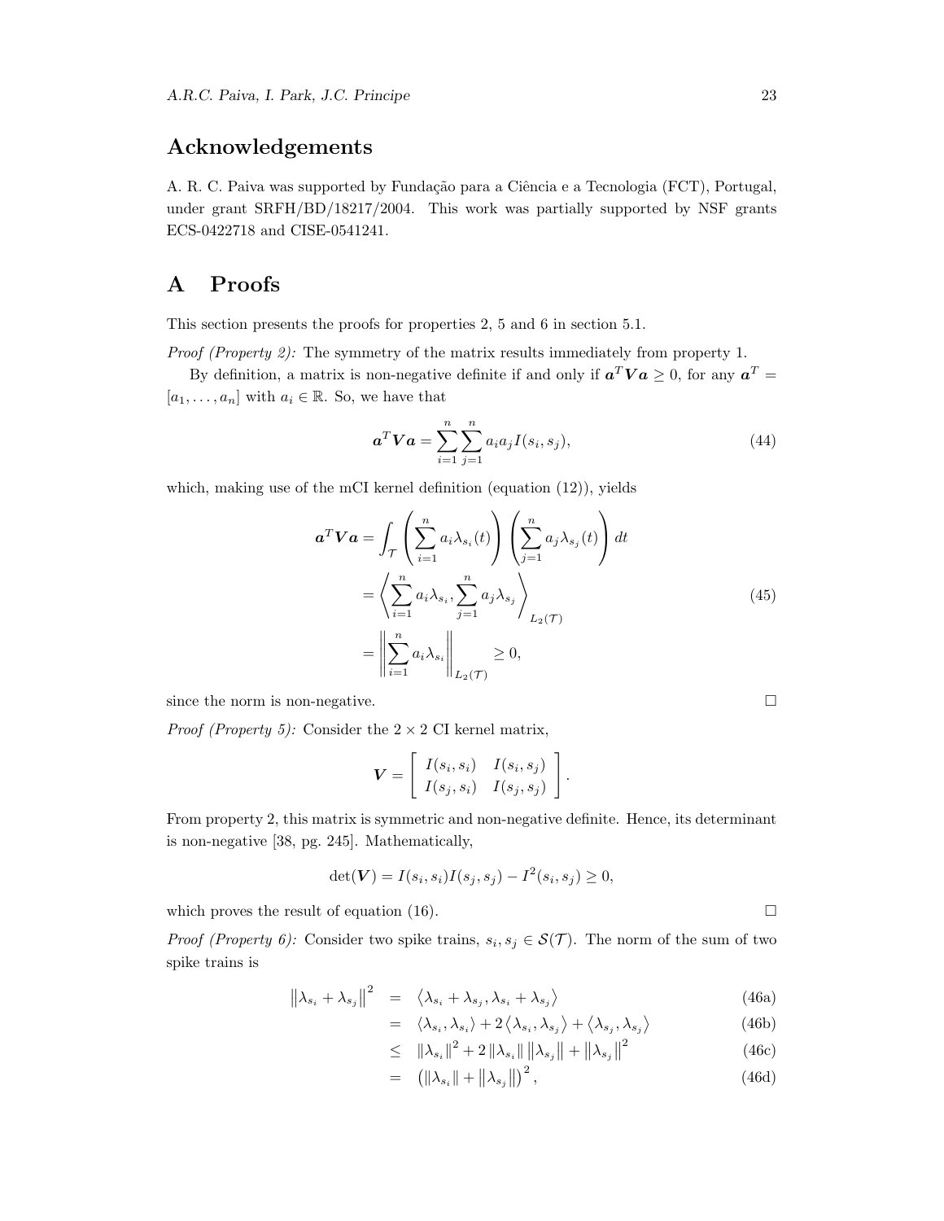## Acknowledgements

A. R. C. Paiva was supported by Fundação para a Ciência e a Tecnologia (FCT), Portugal, under grant SRFH/BD/18217/2004. This work was partially supported by NSF grants ECS-0422718 and CISE-0541241.

# A Proofs

This section presents the proofs for properties 2, 5 and 6 in section 5.1.

*Proof (Property 2):* The symmetry of the matrix results immediately from property 1.

By definition, a matrix is non-negative definite if and only if $\boldsymbol{a}^T \boldsymbol{V} \boldsymbol{a} \geq 0$, for any $\boldsymbol{a}^T = [a_1, \ldots, a_n]$ with $a_i \in \mathbb{R}$. So, we have that

$$\boldsymbol{a}^T \boldsymbol{V} \boldsymbol{a} = \sum_{i=1}^{n} \sum_{j=1}^{n} a_i a_j I(s_i, s_j), \tag{44}$$

which, making use of the mCI kernel definition (equation (12)), yields

$$\begin{aligned}
\boldsymbol{a}^T \boldsymbol{V} \boldsymbol{a} &= \int_{\mathcal{T}} \left( \sum_{i=1}^{n} a_i \lambda_{s_i}(t) \right) \left( \sum_{j=1}^{n} a_j \lambda_{s_j}(t) \right) dt \\
&= \left\langle \sum_{i=1}^{n} a_i \lambda_{s_i}, \sum_{j=1}^{n} a_j \lambda_{s_j} \right\rangle_{L_2(\mathcal{T})} \\
&= \left\| \sum_{i=1}^{n} a_i \lambda_{s_i} \right\|_{L_2(\mathcal{T})} \geq 0,
\end{aligned} \tag{45}$$

since the norm is non-negative. □

*Proof (Property 5):* Consider the $2 \times 2$ CI kernel matrix,

$$\boldsymbol{V} = \begin{bmatrix} I(s_i, s_i) & I(s_i, s_j) \\ I(s_j, s_i) & I(s_j, s_j) \end{bmatrix}.$$

From property 2, this matrix is symmetric and non-negative definite. Hence, its determinant is non-negative [38, pg. 245]. Mathematically,

$$\det(\boldsymbol{V}) = I(s_i, s_i) I(s_j, s_j) - I^2(s_i, s_j) \geq 0,$$

which proves the result of equation (16). □

*Proof (Property 6):* Consider two spike trains, $s_i, s_j \in \mathcal{S}(\mathcal{T})$. The norm of the sum of two spike trains is

$$\begin{aligned}
\left\| \lambda_{s_i} + \lambda_{s_j} \right\|^2 &= \left\langle \lambda_{s_i} + \lambda_{s_j}, \lambda_{s_i} + \lambda_{s_j} \right\rangle && \text{(46a)} \\
&= \left\langle \lambda_{s_i}, \lambda_{s_i} \right\rangle + 2 \left\langle \lambda_{s_i}, \lambda_{s_j} \right\rangle + \left\langle \lambda_{s_j}, \lambda_{s_j} \right\rangle && \text{(46b)} \\
&\leq \left\| \lambda_{s_i} \right\|^2 + 2 \left\| \lambda_{s_i} \right\| \left\| \lambda_{s_j} \right\| + \left\| \lambda_{s_j} \right\|^2 && \text{(46c)} \\
&= \left( \left\| \lambda_{s_i} \right\| + \left\| \lambda_{s_j} \right\| \right)^2, && \text{(46d)}
\end{aligned}$$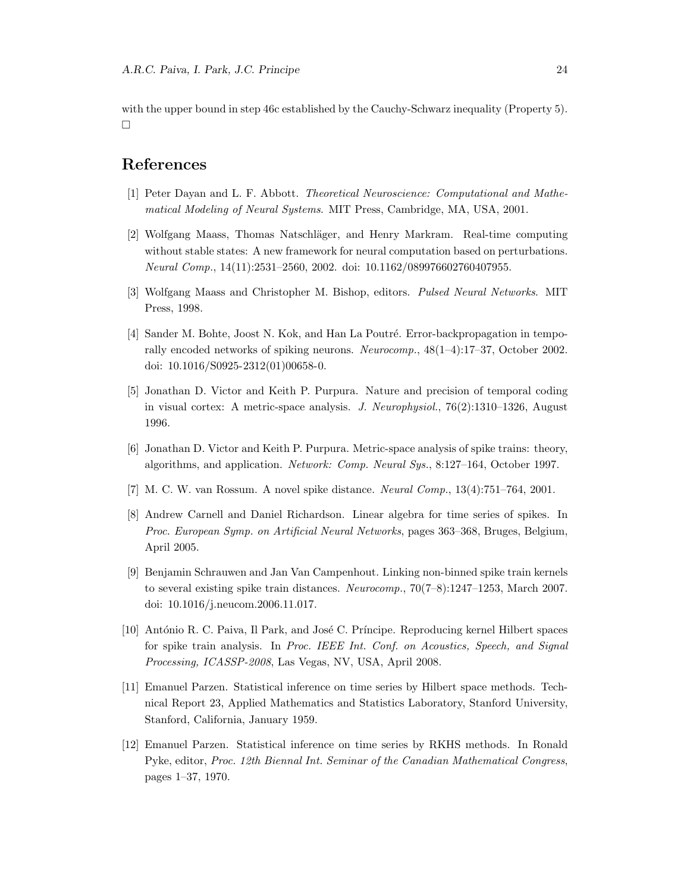with the upper bound in step 46c established by the Cauchy-Schwarz inequality (Property 5). □

## References

[1] Peter Dayan and L. F. Abbott. *Theoretical Neuroscience: Computational and Mathematical Modeling of Neural Systems*. MIT Press, Cambridge, MA, USA, 2001.

[2] Wolfgang Maass, Thomas Natschläger, and Henry Markram. Real-time computing without stable states: A new framework for neural computation based on perturbations. *Neural Comp.*, 14(11):2531–2560, 2002. doi: 10.1162/089976602760407955.

[3] Wolfgang Maass and Christopher M. Bishop, editors. *Pulsed Neural Networks*. MIT Press, 1998.

[4] Sander M. Bohte, Joost N. Kok, and Han La Poutré. Error-backpropagation in temporally encoded networks of spiking neurons. *Neurocomp.*, 48(1–4):17–37, October 2002. doi: 10.1016/S0925-2312(01)00658-0.

[5] Jonathan D. Victor and Keith P. Purpura. Nature and precision of temporal coding in visual cortex: A metric-space analysis. *J. Neurophysiol.*, 76(2):1310–1326, August 1996.

[6] Jonathan D. Victor and Keith P. Purpura. Metric-space analysis of spike trains: theory, algorithms, and application. *Network: Comp. Neural Sys.*, 8:127–164, October 1997.

[7] M. C. W. van Rossum. A novel spike distance. *Neural Comp.*, 13(4):751–764, 2001.

[8] Andrew Carnell and Daniel Richardson. Linear algebra for time series of spikes. In *Proc. European Symp. on Artificial Neural Networks*, pages 363–368, Bruges, Belgium, April 2005.

[9] Benjamin Schrauwen and Jan Van Campenhout. Linking non-binned spike train kernels to several existing spike train distances. *Neurocomp.*, 70(7–8):1247–1253, March 2007. doi: 10.1016/j.neucom.2006.11.017.

[10] António R. C. Paiva, Il Park, and José C. Príncipe. Reproducing kernel Hilbert spaces for spike train analysis. In *Proc. IEEE Int. Conf. on Acoustics, Speech, and Signal Processing, ICASSP-2008*, Las Vegas, NV, USA, April 2008.

[11] Emanuel Parzen. Statistical inference on time series by Hilbert space methods. Technical Report 23, Applied Mathematics and Statistics Laboratory, Stanford University, Stanford, California, January 1959.

[12] Emanuel Parzen. Statistical inference on time series by RKHS methods. In Ronald Pyke, editor, *Proc. 12th Biennal Int. Seminar of the Canadian Mathematical Congress*, pages 1–37, 1970.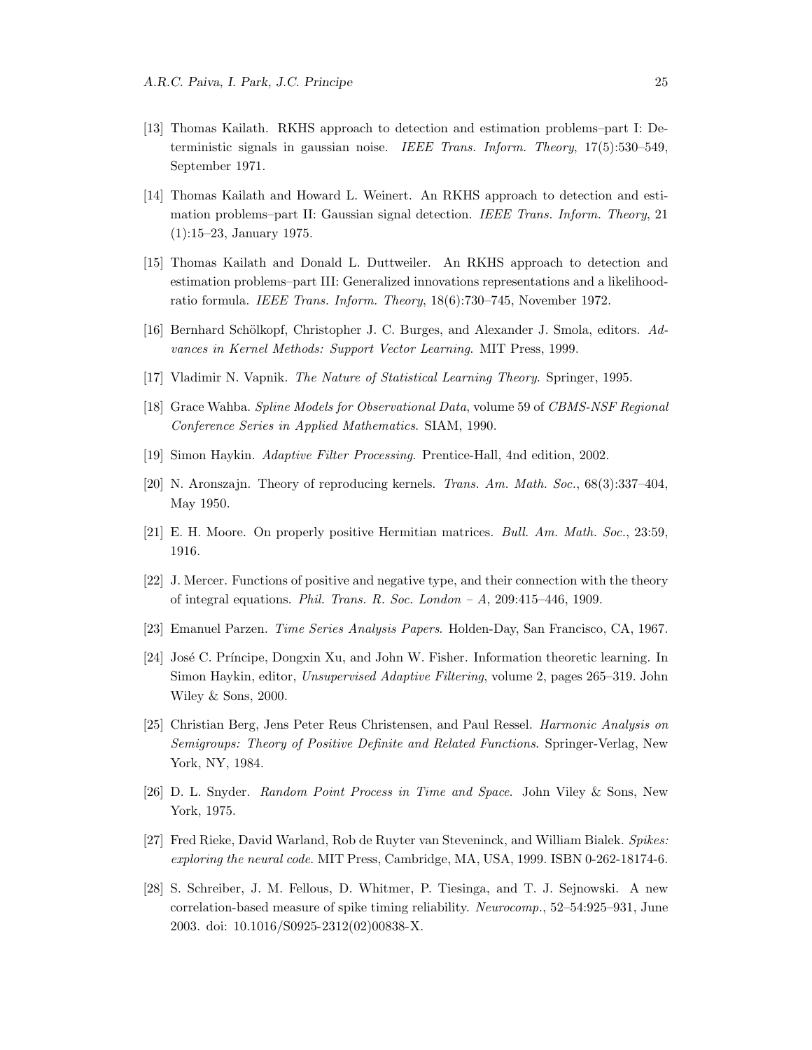[13] Thomas Kailath. RKHS approach to detection and estimation problems–part I: Deterministic signals in gaussian noise. *IEEE Trans. Inform. Theory*, 17(5):530–549, September 1971.

[14] Thomas Kailath and Howard L. Weinert. An RKHS approach to detection and estimation problems–part II: Gaussian signal detection. *IEEE Trans. Inform. Theory*, 21 (1):15–23, January 1975.

[15] Thomas Kailath and Donald L. Duttweiler. An RKHS approach to detection and estimation problems–part III: Generalized innovations representations and a likelihood-ratio formula. *IEEE Trans. Inform. Theory*, 18(6):730–745, November 1972.

[16] Bernhard Schölkopf, Christopher J. C. Burges, and Alexander J. Smola, editors. *Advances in Kernel Methods: Support Vector Learning*. MIT Press, 1999.

[17] Vladimir N. Vapnik. *The Nature of Statistical Learning Theory*. Springer, 1995.

[18] Grace Wahba. *Spline Models for Observational Data*, volume 59 of *CBMS-NSF Regional Conference Series in Applied Mathematics*. SIAM, 1990.

[19] Simon Haykin. *Adaptive Filter Processing*. Prentice-Hall, 4nd edition, 2002.

[20] N. Aronszajn. Theory of reproducing kernels. *Trans. Am. Math. Soc.*, 68(3):337–404, May 1950.

[21] E. H. Moore. On properly positive Hermitian matrices. *Bull. Am. Math. Soc.*, 23:59, 1916.

[22] J. Mercer. Functions of positive and negative type, and their connection with the theory of integral equations. *Phil. Trans. R. Soc. London – A*, 209:415–446, 1909.

[23] Emanuel Parzen. *Time Series Analysis Papers*. Holden-Day, San Francisco, CA, 1967.

[24] José C. Príncipe, Dongxin Xu, and John W. Fisher. Information theoretic learning. In Simon Haykin, editor, *Unsupervised Adaptive Filtering*, volume 2, pages 265–319. John Wiley & Sons, 2000.

[25] Christian Berg, Jens Peter Reus Christensen, and Paul Ressel. *Harmonic Analysis on Semigroups: Theory of Positive Definite and Related Functions*. Springer-Verlag, New York, NY, 1984.

[26] D. L. Snyder. *Random Point Process in Time and Space*. John Viley & Sons, New York, 1975.

[27] Fred Rieke, David Warland, Rob de Ruyter van Steveninck, and William Bialek. *Spikes: exploring the neural code*. MIT Press, Cambridge, MA, USA, 1999. ISBN 0-262-18174-6.

[28] S. Schreiber, J. M. Fellous, D. Whitmer, P. Tiesinga, and T. J. Sejnowski. A new correlation-based measure of spike timing reliability. *Neurocomp.*, 52–54:925–931, June 2003. doi: 10.1016/S0925-2312(02)00838-X.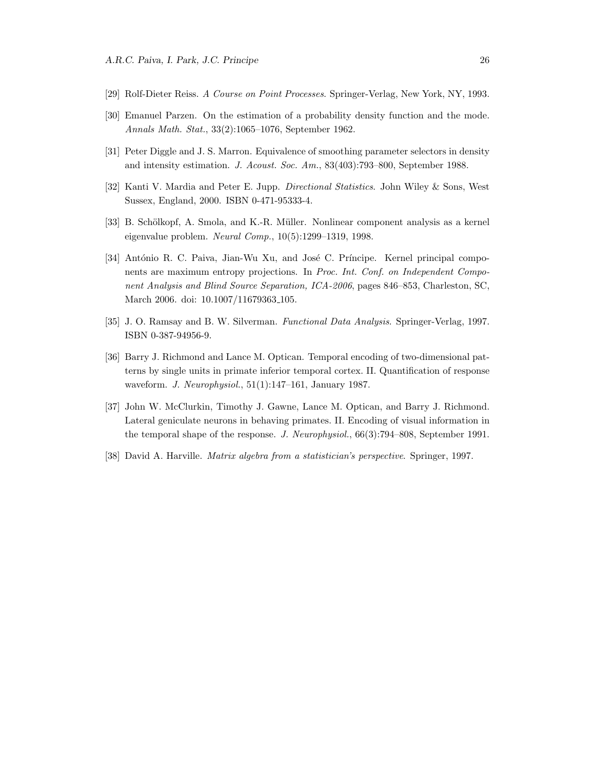[29] Rolf-Dieter Reiss. *A Course on Point Processes*. Springer-Verlag, New York, NY, 1993.

[30] Emanuel Parzen. On the estimation of a probability density function and the mode. *Annals Math. Stat.*, 33(2):1065–1076, September 1962.

[31] Peter Diggle and J. S. Marron. Equivalence of smoothing parameter selectors in density and intensity estimation. *J. Acoust. Soc. Am.*, 83(403):793–800, September 1988.

[32] Kanti V. Mardia and Peter E. Jupp. *Directional Statistics*. John Wiley & Sons, West Sussex, England, 2000. ISBN 0-471-95333-4.

[33] B. Schölkopf, A. Smola, and K.-R. Müller. Nonlinear component analysis as a kernel eigenvalue problem. *Neural Comp.*, 10(5):1299–1319, 1998.

[34] António R. C. Paiva, Jian-Wu Xu, and José C. Príncipe. Kernel principal components are maximum entropy projections. In *Proc. Int. Conf. on Independent Component Analysis and Blind Source Separation, ICA-2006*, pages 846–853, Charleston, SC, March 2006. doi: 10.1007/11679363_105.

[35] J. O. Ramsay and B. W. Silverman. *Functional Data Analysis*. Springer-Verlag, 1997. ISBN 0-387-94956-9.

[36] Barry J. Richmond and Lance M. Optican. Temporal encoding of two-dimensional patterns by single units in primate inferior temporal cortex. II. Quantification of response waveform. *J. Neurophysiol.*, 51(1):147–161, January 1987.

[37] John W. McClurkin, Timothy J. Gawne, Lance M. Optican, and Barry J. Richmond. Lateral geniculate neurons in behaving primates. II. Encoding of visual information in the temporal shape of the response. *J. Neurophysiol.*, 66(3):794–808, September 1991.

[38] David A. Harville. *Matrix algebra from a statistician's perspective*. Springer, 1997.